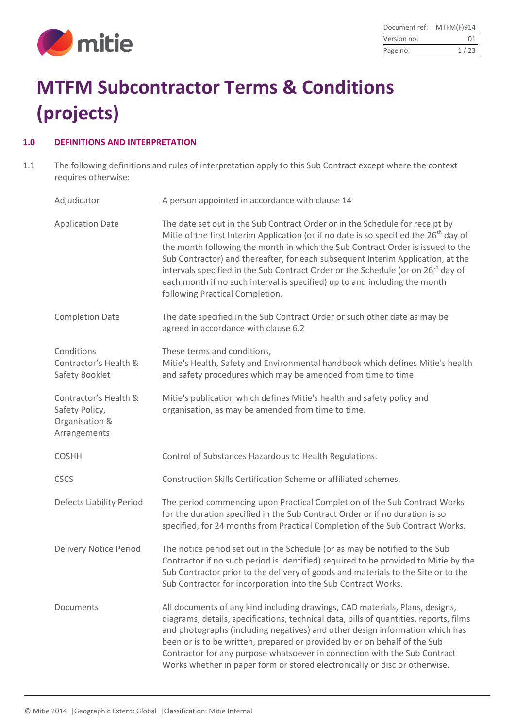# MTFM Subcontractor Terms & Conditions (projects)

## 1.0 DEFINITIONS AND INTERPRETATION

1.1 The following definitions and rules of interpretation apply to this Sub Contract except where the context requires otherwise:

| | |
|---|---|
| Adjudicator | A person appointed in accordance with clause 14 |
| Application Date | The date set out in the Sub Contract Order or in the Schedule for receipt by Mitie of the first Interim Application (or if no date is so specified the 26th day of the month following the month in which the Sub Contract Order is issued to the Sub Contractor) and thereafter, for each subsequent Interim Application, at the intervals specified in the Sub Contract Order or the Schedule (or on 26th day of each month if no such interval is specified) up to and including the month following Practical Completion. |
| Completion Date | The date specified in the Sub Contract Order or such other date as may be agreed in accordance with clause 6.2 |
| Conditions<br>Contractor's Health & Safety Booklet | These terms and conditions,<br>Mitie's Health, Safety and Environmental handbook which defines Mitie's health and safety procedures which may be amended from time to time. |
| Contractor's Health & Safety Policy, Organisation & Arrangements | Mitie's publication which defines Mitie's health and safety policy and organisation, as may be amended from time to time. |
| COSHH | Control of Substances Hazardous to Health Regulations. |
| CSCS | Construction Skills Certification Scheme or affiliated schemes. |
| Defects Liability Period | The period commencing upon Practical Completion of the Sub Contract Works for the duration specified in the Sub Contract Order or if no duration is so specified, for 24 months from Practical Completion of the Sub Contract Works. |
| Delivery Notice Period | The notice period set out in the Schedule (or as may be notified to the Sub Contractor if no such period is identified) required to be provided to Mitie by the Sub Contractor prior to the delivery of goods and materials to the Site or to the Sub Contractor for incorporation into the Sub Contract Works. |
| Documents | All documents of any kind including drawings, CAD materials, Plans, designs, diagrams, details, specifications, technical data, bills of quantities, reports, films and photographs (including negatives) and other design information which has been or is to be written, prepared or provided by or on behalf of the Sub Contractor for any purpose whatsoever in connection with the Sub Contract Works whether in paper form or stored electronically or disc or otherwise. |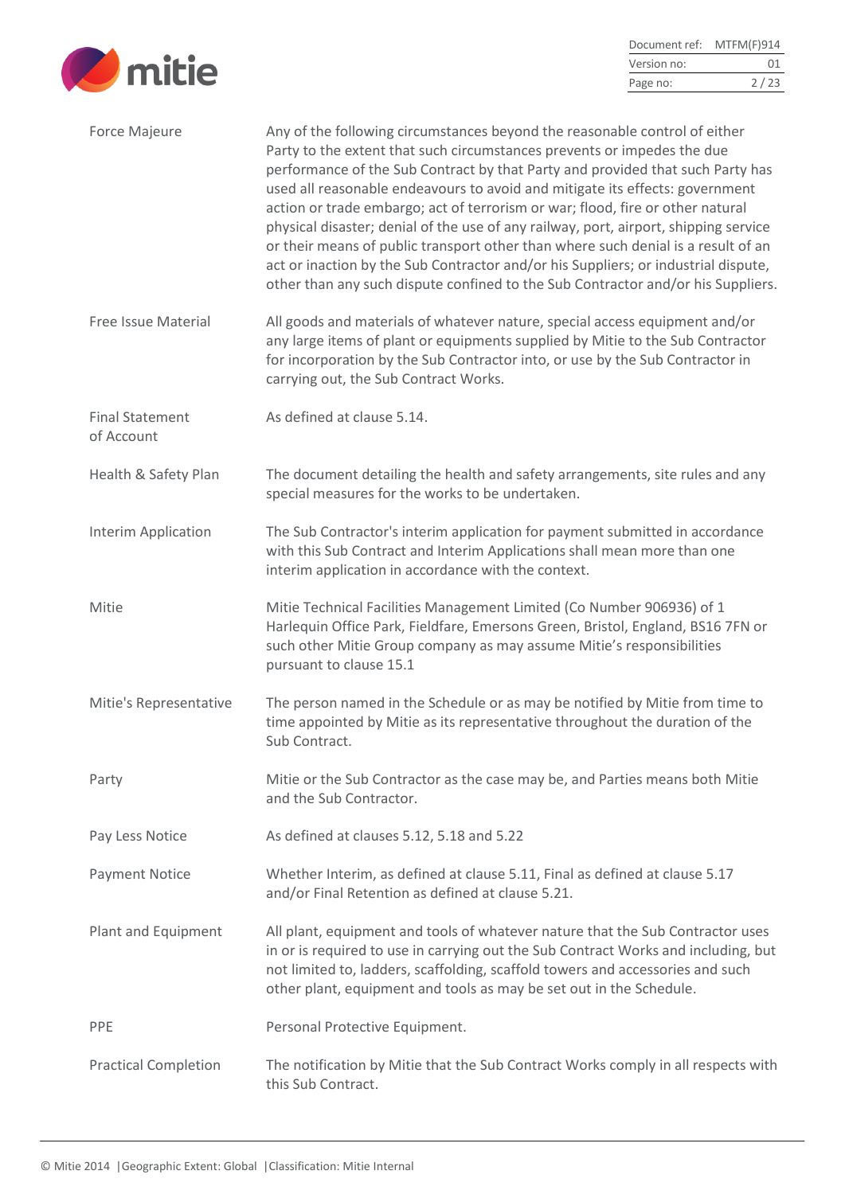| | |
|---|---|
| Force Majeure | Any of the following circumstances beyond the reasonable control of either Party to the extent that such circumstances prevents or impedes the due performance of the Sub Contract by that Party and provided that such Party has used all reasonable endeavours to avoid and mitigate its effects: government action or trade embargo; act of terrorism or war; flood, fire or other natural physical disaster; denial of the use of any railway, port, airport, shipping service or their means of public transport other than where such denial is a result of an act or inaction by the Sub Contractor and/or his Suppliers; or industrial dispute, other than any such dispute confined to the Sub Contractor and/or his Suppliers. |
| Free Issue Material | All goods and materials of whatever nature, special access equipment and/or any large items of plant or equipments supplied by Mitie to the Sub Contractor for incorporation by the Sub Contractor into, or use by the Sub Contractor in carrying out, the Sub Contract Works. |
| Final Statement of Account | As defined at clause 5.14. |
| Health & Safety Plan | The document detailing the health and safety arrangements, site rules and any special measures for the works to be undertaken. |
| Interim Application | The Sub Contractor's interim application for payment submitted in accordance with this Sub Contract and Interim Applications shall mean more than one interim application in accordance with the context. |
| Mitie | Mitie Technical Facilities Management Limited (Co Number 906936) of 1 Harlequin Office Park, Fieldfare, Emersons Green, Bristol, England, BS16 7FN or such other Mitie Group company as may assume Mitie's responsibilities pursuant to clause 15.1 |
| Mitie's Representative | The person named in the Schedule or as may be notified by Mitie from time to time appointed by Mitie as its representative throughout the duration of the Sub Contract. |
| Party | Mitie or the Sub Contractor as the case may be, and Parties means both Mitie and the Sub Contractor. |
| Pay Less Notice | As defined at clauses 5.12, 5.18 and 5.22 |
| Payment Notice | Whether Interim, as defined at clause 5.11, Final as defined at clause 5.17 and/or Final Retention as defined at clause 5.21. |
| Plant and Equipment | All plant, equipment and tools of whatever nature that the Sub Contractor uses in or is required to use in carrying out the Sub Contract Works and including, but not limited to, ladders, scaffolding, scaffold towers and accessories and such other plant, equipment and tools as may be set out in the Schedule. |
| PPE | Personal Protective Equipment. |
| Practical Completion | The notification by Mitie that the Sub Contract Works comply in all respects with this Sub Contract. |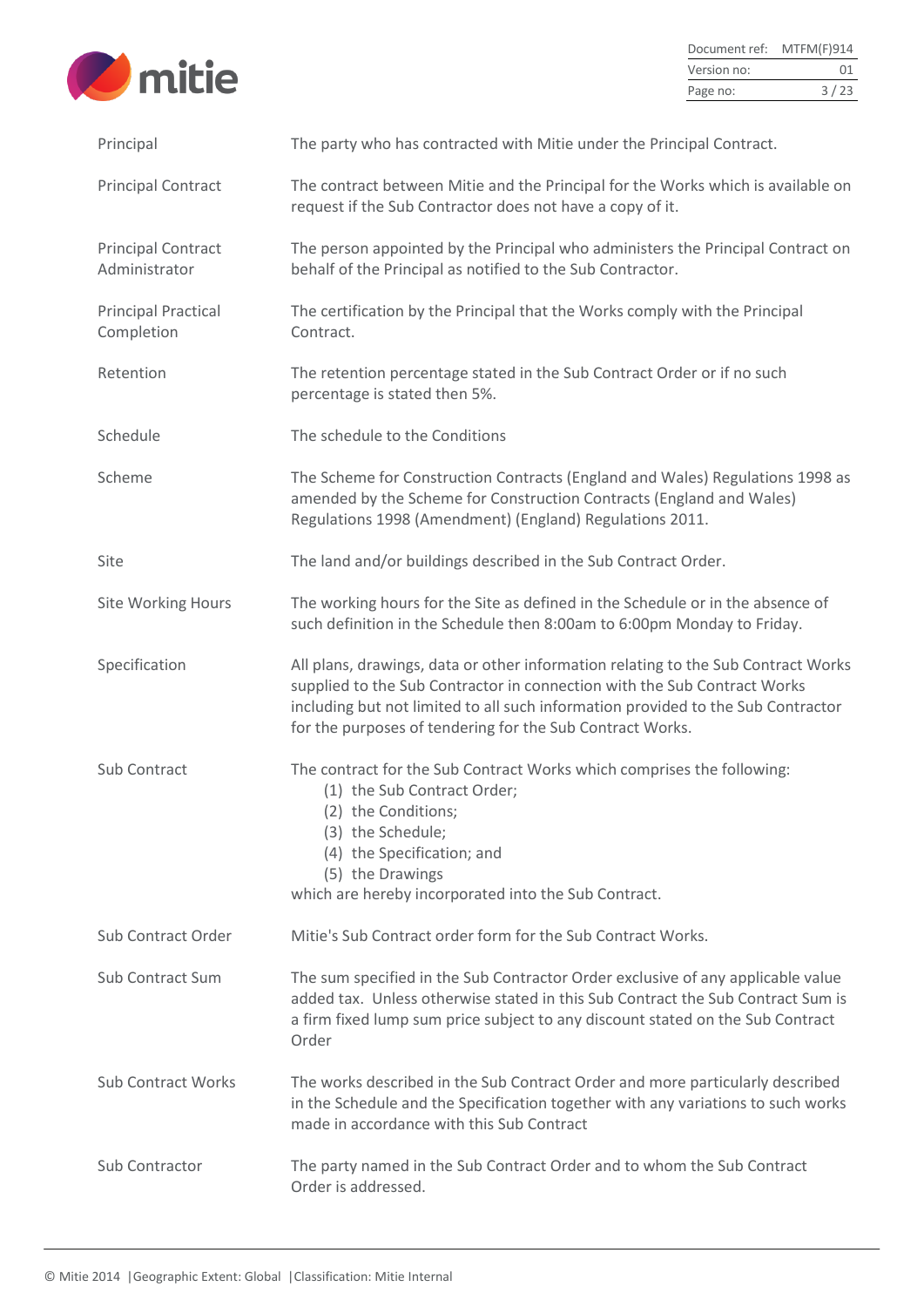| | |
|---|---|
| Principal | The party who has contracted with Mitie under the Principal Contract. |
| Principal Contract | The contract between Mitie and the Principal for the Works which is available on request if the Sub Contractor does not have a copy of it. |
| Principal Contract Administrator | The person appointed by the Principal who administers the Principal Contract on behalf of the Principal as notified to the Sub Contractor. |
| Principal Practical Completion | The certification by the Principal that the Works comply with the Principal Contract. |
| Retention | The retention percentage stated in the Sub Contract Order or if no such percentage is stated then 5%. |
| Schedule | The schedule to the Conditions |
| Scheme | The Scheme for Construction Contracts (England and Wales) Regulations 1998 as amended by the Scheme for Construction Contracts (England and Wales) Regulations 1998 (Amendment) (England) Regulations 2011. |
| Site | The land and/or buildings described in the Sub Contract Order. |
| Site Working Hours | The working hours for the Site as defined in the Schedule or in the absence of such definition in the Schedule then 8:00am to 6:00pm Monday to Friday. |
| Specification | All plans, drawings, data or other information relating to the Sub Contract Works supplied to the Sub Contractor in connection with the Sub Contract Works including but not limited to all such information provided to the Sub Contractor for the purposes of tendering for the Sub Contract Works. |
| Sub Contract | The contract for the Sub Contract Works which comprises the following:<br>(1) the Sub Contract Order;<br>(2) the Conditions;<br>(3) the Schedule;<br>(4) the Specification; and<br>(5) the Drawings<br>which are hereby incorporated into the Sub Contract. |
| Sub Contract Order | Mitie's Sub Contract order form for the Sub Contract Works. |
| Sub Contract Sum | The sum specified in the Sub Contractor Order exclusive of any applicable value added tax. Unless otherwise stated in this Sub Contract the Sub Contract Sum is a firm fixed lump sum price subject to any discount stated on the Sub Contract Order |
| Sub Contract Works | The works described in the Sub Contract Order and more particularly described in the Schedule and the Specification together with any variations to such works made in accordance with this Sub Contract |
| Sub Contractor | The party named in the Sub Contract Order and to whom the Sub Contract Order is addressed. |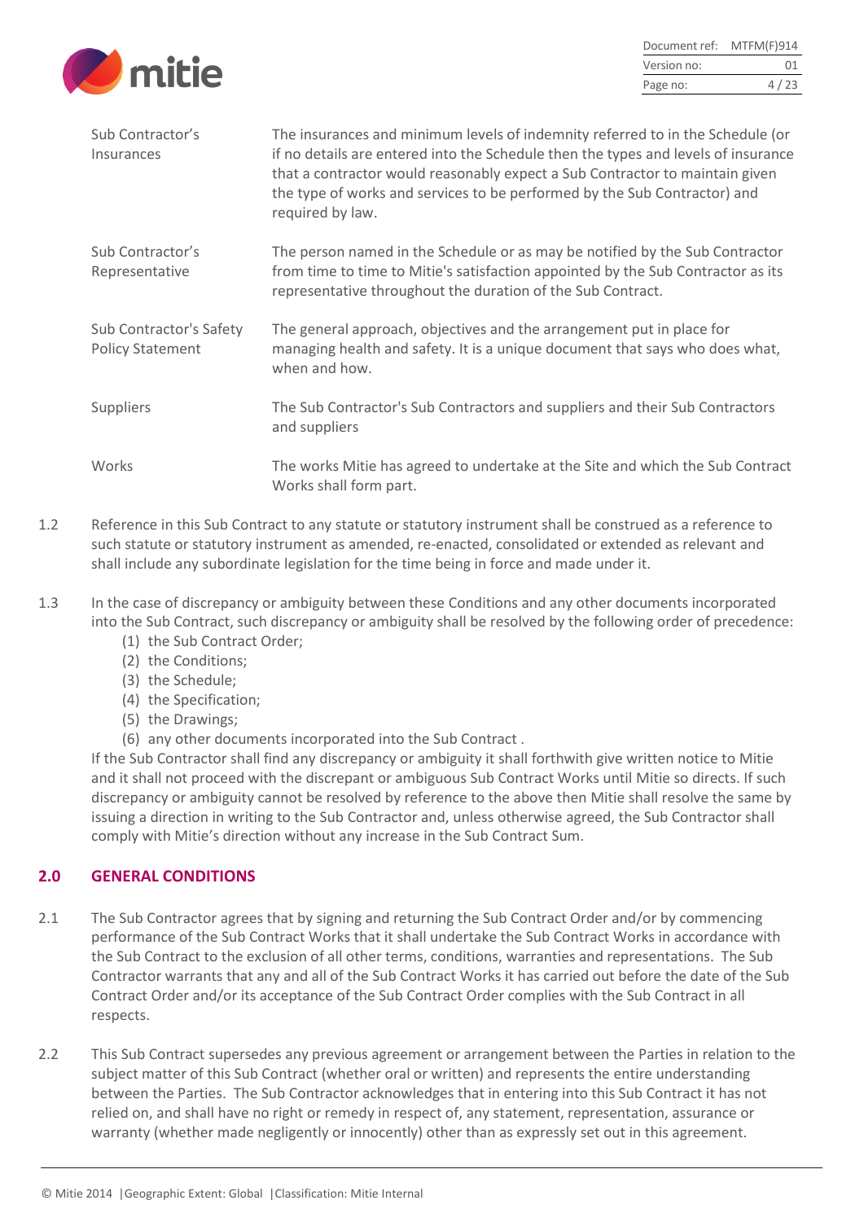| | |
|---|---|
| Sub Contractor's Insurances | The insurances and minimum levels of indemnity referred to in the Schedule (or if no details are entered into the Schedule then the types and levels of insurance that a contractor would reasonably expect a Sub Contractor to maintain given the type of works and services to be performed by the Sub Contractor) and required by law. |
| Sub Contractor's Representative | The person named in the Schedule or as may be notified by the Sub Contractor from time to time to Mitie's satisfaction appointed by the Sub Contractor as its representative throughout the duration of the Sub Contract. |
| Sub Contractor's Safety Policy Statement | The general approach, objectives and the arrangement put in place for managing health and safety. It is a unique document that says who does what, when and how. |
| Suppliers | The Sub Contractor's Sub Contractors and suppliers and their Sub Contractors and suppliers |
| Works | The works Mitie has agreed to undertake at the Site and which the Sub Contract Works shall form part. |

1.2 Reference in this Sub Contract to any statute or statutory instrument shall be construed as a reference to such statute or statutory instrument as amended, re-enacted, consolidated or extended as relevant and shall include any subordinate legislation for the time being in force and made under it.

1.3 In the case of discrepancy or ambiguity between these Conditions and any other documents incorporated into the Sub Contract, such discrepancy or ambiguity shall be resolved by the following order of precedence:

(1) the Sub Contract Order;
(2) the Conditions;
(3) the Schedule;
(4) the Specification;
(5) the Drawings;
(6) any other documents incorporated into the Sub Contract .

If the Sub Contractor shall find any discrepancy or ambiguity it shall forthwith give written notice to Mitie and it shall not proceed with the discrepant or ambiguous Sub Contract Works until Mitie so directs. If such discrepancy or ambiguity cannot be resolved by reference to the above then Mitie shall resolve the same by issuing a direction in writing to the Sub Contractor and, unless otherwise agreed, the Sub Contractor shall comply with Mitie's direction without any increase in the Sub Contract Sum.

## 2.0 GENERAL CONDITIONS

2.1 The Sub Contractor agrees that by signing and returning the Sub Contract Order and/or by commencing performance of the Sub Contract Works that it shall undertake the Sub Contract Works in accordance with the Sub Contract to the exclusion of all other terms, conditions, warranties and representations. The Sub Contractor warrants that any and all of the Sub Contract Works it has carried out before the date of the Sub Contract Order and/or its acceptance of the Sub Contract Order complies with the Sub Contract in all respects.

2.2 This Sub Contract supersedes any previous agreement or arrangement between the Parties in relation to the subject matter of this Sub Contract (whether oral or written) and represents the entire understanding between the Parties. The Sub Contractor acknowledges that in entering into this Sub Contract it has not relied on, and shall have no right or remedy in respect of, any statement, representation, assurance or warranty (whether made negligently or innocently) other than as expressly set out in this agreement.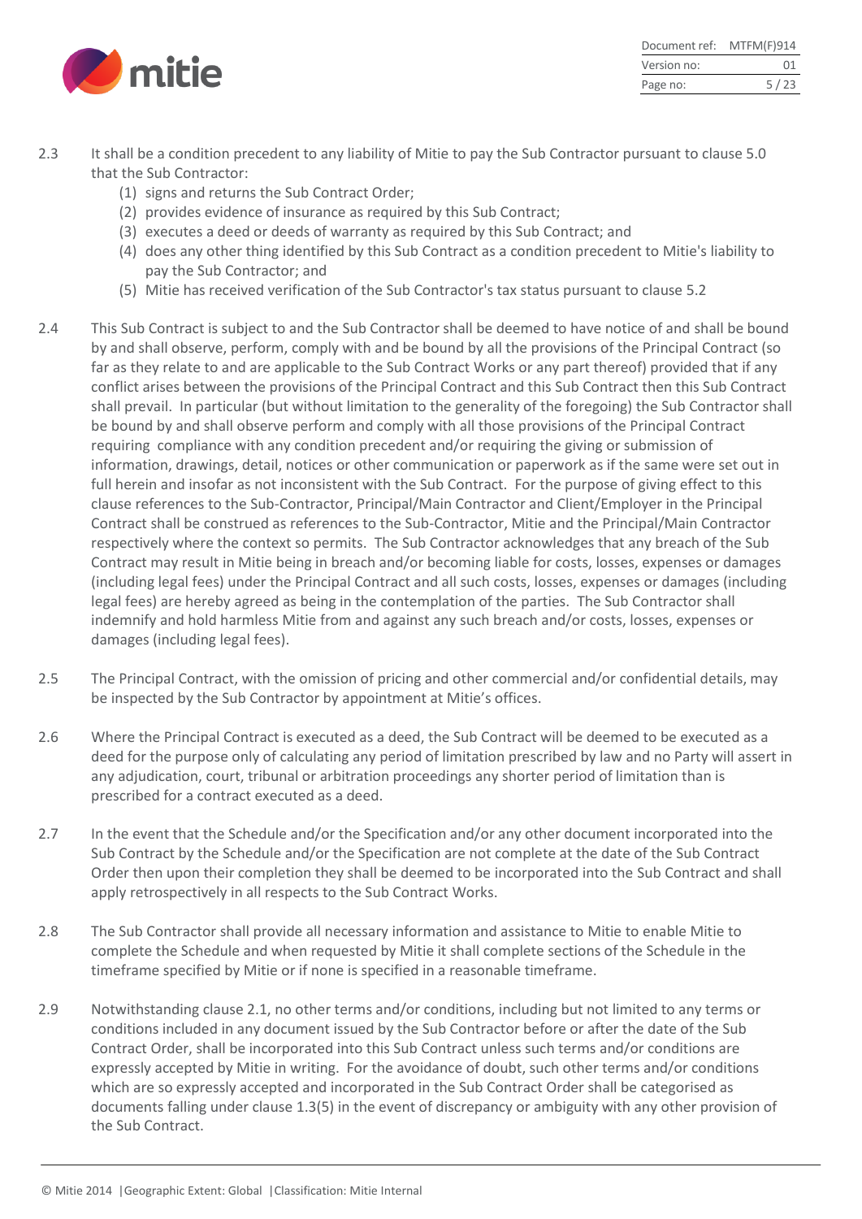2.3 It shall be a condition precedent to any liability of Mitie to pay the Sub Contractor pursuant to clause 5.0 that the Sub Contractor:

(1) signs and returns the Sub Contract Order;
(2) provides evidence of insurance as required by this Sub Contract;
(3) executes a deed or deeds of warranty as required by this Sub Contract; and
(4) does any other thing identified by this Sub Contract as a condition precedent to Mitie's liability to pay the Sub Contractor; and
(5) Mitie has received verification of the Sub Contractor's tax status pursuant to clause 5.2

2.4 This Sub Contract is subject to and the Sub Contractor shall be deemed to have notice of and shall be bound by and shall observe, perform, comply with and be bound by all the provisions of the Principal Contract (so far as they relate to and are applicable to the Sub Contract Works or any part thereof) provided that if any conflict arises between the provisions of the Principal Contract and this Sub Contract then this Sub Contract shall prevail. In particular (but without limitation to the generality of the foregoing) the Sub Contractor shall be bound by and shall observe perform and comply with all those provisions of the Principal Contract requiring compliance with any condition precedent and/or requiring the giving or submission of information, drawings, detail, notices or other communication or paperwork as if the same were set out in full herein and insofar as not inconsistent with the Sub Contract. For the purpose of giving effect to this clause references to the Sub-Contractor, Principal/Main Contractor and Client/Employer in the Principal Contract shall be construed as references to the Sub-Contractor, Mitie and the Principal/Main Contractor respectively where the context so permits. The Sub Contractor acknowledges that any breach of the Sub Contract may result in Mitie being in breach and/or becoming liable for costs, losses, expenses or damages (including legal fees) under the Principal Contract and all such costs, losses, expenses or damages (including legal fees) are hereby agreed as being in the contemplation of the parties. The Sub Contractor shall indemnify and hold harmless Mitie from and against any such breach and/or costs, losses, expenses or damages (including legal fees).

2.5 The Principal Contract, with the omission of pricing and other commercial and/or confidential details, may be inspected by the Sub Contractor by appointment at Mitie's offices.

2.6 Where the Principal Contract is executed as a deed, the Sub Contract will be deemed to be executed as a deed for the purpose only of calculating any period of limitation prescribed by law and no Party will assert in any adjudication, court, tribunal or arbitration proceedings any shorter period of limitation than is prescribed for a contract executed as a deed.

2.7 In the event that the Schedule and/or the Specification and/or any other document incorporated into the Sub Contract by the Schedule and/or the Specification are not complete at the date of the Sub Contract Order then upon their completion they shall be deemed to be incorporated into the Sub Contract and shall apply retrospectively in all respects to the Sub Contract Works.

2.8 The Sub Contractor shall provide all necessary information and assistance to Mitie to enable Mitie to complete the Schedule and when requested by Mitie it shall complete sections of the Schedule in the timeframe specified by Mitie or if none is specified in a reasonable timeframe.

2.9 Notwithstanding clause 2.1, no other terms and/or conditions, including but not limited to any terms or conditions included in any document issued by the Sub Contractor before or after the date of the Sub Contract Order, shall be incorporated into this Sub Contract unless such terms and/or conditions are expressly accepted by Mitie in writing. For the avoidance of doubt, such other terms and/or conditions which are so expressly accepted and incorporated in the Sub Contract Order shall be categorised as documents falling under clause 1.3(5) in the event of discrepancy or ambiguity with any other provision of the Sub Contract.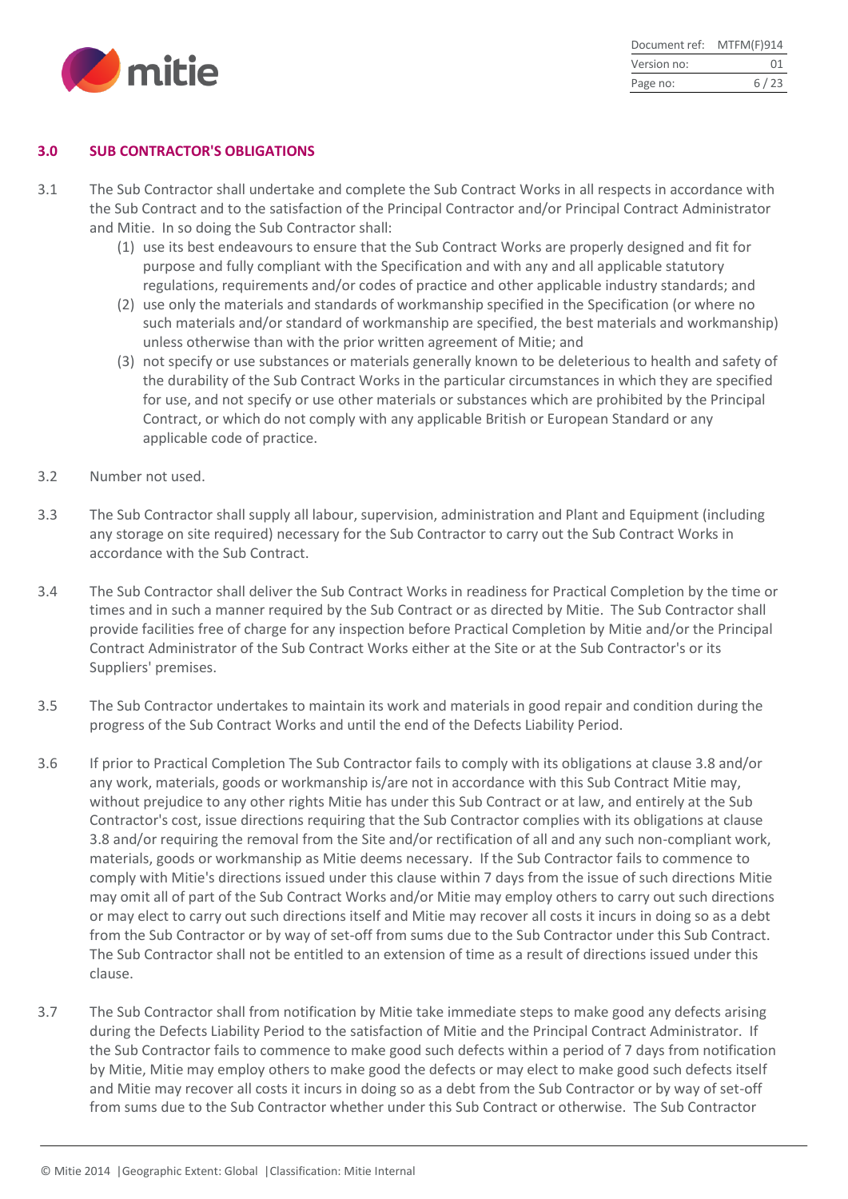## 3.0 SUB CONTRACTOR'S OBLIGATIONS

3.1 The Sub Contractor shall undertake and complete the Sub Contract Works in all respects in accordance with the Sub Contract and to the satisfaction of the Principal Contractor and/or Principal Contract Administrator and Mitie. In so doing the Sub Contractor shall:

(1) use its best endeavours to ensure that the Sub Contract Works are properly designed and fit for purpose and fully compliant with the Specification and with any and all applicable statutory regulations, requirements and/or codes of practice and other applicable industry standards; and

(2) use only the materials and standards of workmanship specified in the Specification (or where no such materials and/or standard of workmanship are specified, the best materials and workmanship) unless otherwise than with the prior written agreement of Mitie; and

(3) not specify or use substances or materials generally known to be deleterious to health and safety of the durability of the Sub Contract Works in the particular circumstances in which they are specified for use, and not specify or use other materials or substances which are prohibited by the Principal Contract, or which do not comply with any applicable British or European Standard or any applicable code of practice.

3.2 Number not used.

3.3 The Sub Contractor shall supply all labour, supervision, administration and Plant and Equipment (including any storage on site required) necessary for the Sub Contractor to carry out the Sub Contract Works in accordance with the Sub Contract.

3.4 The Sub Contractor shall deliver the Sub Contract Works in readiness for Practical Completion by the time or times and in such a manner required by the Sub Contract or as directed by Mitie. The Sub Contractor shall provide facilities free of charge for any inspection before Practical Completion by Mitie and/or the Principal Contract Administrator of the Sub Contract Works either at the Site or at the Sub Contractor's or its Suppliers' premises.

3.5 The Sub Contractor undertakes to maintain its work and materials in good repair and condition during the progress of the Sub Contract Works and until the end of the Defects Liability Period.

3.6 If prior to Practical Completion The Sub Contractor fails to comply with its obligations at clause 3.8 and/or any work, materials, goods or workmanship is/are not in accordance with this Sub Contract Mitie may, without prejudice to any other rights Mitie has under this Sub Contract or at law, and entirely at the Sub Contractor's cost, issue directions requiring that the Sub Contractor complies with its obligations at clause 3.8 and/or requiring the removal from the Site and/or rectification of all and any such non-compliant work, materials, goods or workmanship as Mitie deems necessary. If the Sub Contractor fails to commence to comply with Mitie's directions issued under this clause within 7 days from the issue of such directions Mitie may omit all of part of the Sub Contract Works and/or Mitie may employ others to carry out such directions or may elect to carry out such directions itself and Mitie may recover all costs it incurs in doing so as a debt from the Sub Contractor or by way of set-off from sums due to the Sub Contractor under this Sub Contract. The Sub Contractor shall not be entitled to an extension of time as a result of directions issued under this clause.

3.7 The Sub Contractor shall from notification by Mitie take immediate steps to make good any defects arising during the Defects Liability Period to the satisfaction of Mitie and the Principal Contract Administrator. If the Sub Contractor fails to commence to make good such defects within a period of 7 days from notification by Mitie, Mitie may employ others to make good the defects or may elect to make good such defects itself and Mitie may recover all costs it incurs in doing so as a debt from the Sub Contractor or by way of set-off from sums due to the Sub Contractor whether under this Sub Contract or otherwise. The Sub Contractor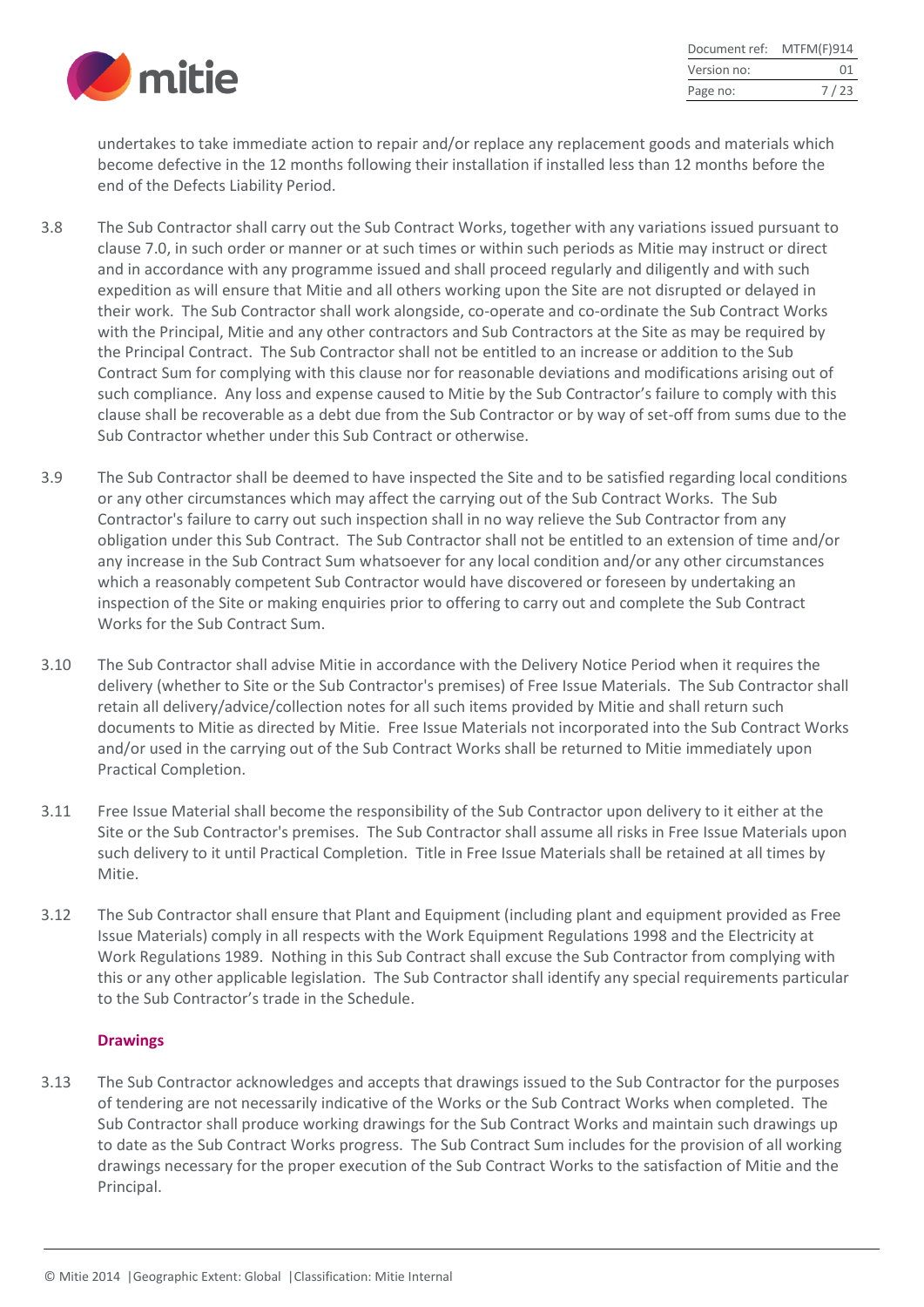undertakes to take immediate action to repair and/or replace any replacement goods and materials which become defective in the 12 months following their installation if installed less than 12 months before the end of the Defects Liability Period.

3.8 The Sub Contractor shall carry out the Sub Contract Works, together with any variations issued pursuant to clause 7.0, in such order or manner or at such times or within such periods as Mitie may instruct or direct and in accordance with any programme issued and shall proceed regularly and diligently and with such expedition as will ensure that Mitie and all others working upon the Site are not disrupted or delayed in their work. The Sub Contractor shall work alongside, co-operate and co-ordinate the Sub Contract Works with the Principal, Mitie and any other contractors and Sub Contractors at the Site as may be required by the Principal Contract. The Sub Contractor shall not be entitled to an increase or addition to the Sub Contract Sum for complying with this clause nor for reasonable deviations and modifications arising out of such compliance. Any loss and expense caused to Mitie by the Sub Contractor's failure to comply with this clause shall be recoverable as a debt due from the Sub Contractor or by way of set-off from sums due to the Sub Contractor whether under this Sub Contract or otherwise.

3.9 The Sub Contractor shall be deemed to have inspected the Site and to be satisfied regarding local conditions or any other circumstances which may affect the carrying out of the Sub Contract Works. The Sub Contractor's failure to carry out such inspection shall in no way relieve the Sub Contractor from any obligation under this Sub Contract. The Sub Contractor shall not be entitled to an extension of time and/or any increase in the Sub Contract Sum whatsoever for any local condition and/or any other circumstances which a reasonably competent Sub Contractor would have discovered or foreseen by undertaking an inspection of the Site or making enquiries prior to offering to carry out and complete the Sub Contract Works for the Sub Contract Sum.

3.10 The Sub Contractor shall advise Mitie in accordance with the Delivery Notice Period when it requires the delivery (whether to Site or the Sub Contractor's premises) of Free Issue Materials. The Sub Contractor shall retain all delivery/advice/collection notes for all such items provided by Mitie and shall return such documents to Mitie as directed by Mitie. Free Issue Materials not incorporated into the Sub Contract Works and/or used in the carrying out of the Sub Contract Works shall be returned to Mitie immediately upon Practical Completion.

3.11 Free Issue Material shall become the responsibility of the Sub Contractor upon delivery to it either at the Site or the Sub Contractor's premises. The Sub Contractor shall assume all risks in Free Issue Materials upon such delivery to it until Practical Completion. Title in Free Issue Materials shall be retained at all times by Mitie.

3.12 The Sub Contractor shall ensure that Plant and Equipment (including plant and equipment provided as Free Issue Materials) comply in all respects with the Work Equipment Regulations 1998 and the Electricity at Work Regulations 1989. Nothing in this Sub Contract shall excuse the Sub Contractor from complying with this or any other applicable legislation. The Sub Contractor shall identify any special requirements particular to the Sub Contractor's trade in the Schedule.

**Drawings**

3.13 The Sub Contractor acknowledges and accepts that drawings issued to the Sub Contractor for the purposes of tendering are not necessarily indicative of the Works or the Sub Contract Works when completed. The Sub Contractor shall produce working drawings for the Sub Contract Works and maintain such drawings up to date as the Sub Contract Works progress. The Sub Contract Sum includes for the provision of all working drawings necessary for the proper execution of the Sub Contract Works to the satisfaction of Mitie and the Principal.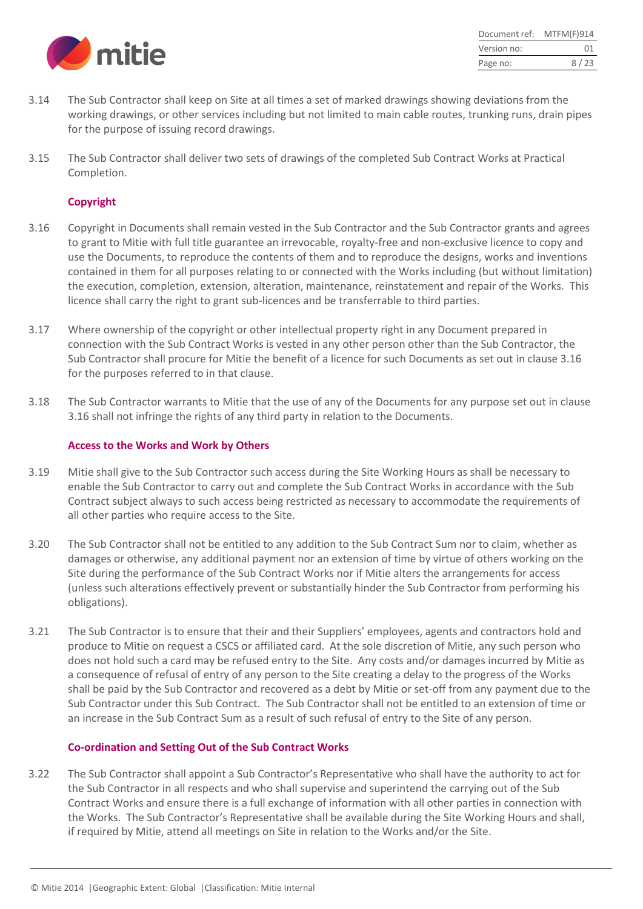3.14 The Sub Contractor shall keep on Site at all times a set of marked drawings showing deviations from the working drawings, or other services including but not limited to main cable routes, trunking runs, drain pipes for the purpose of issuing record drawings.

3.15 The Sub Contractor shall deliver two sets of drawings of the completed Sub Contract Works at Practical Completion.

**Copyright**

3.16 Copyright in Documents shall remain vested in the Sub Contractor and the Sub Contractor grants and agrees to grant to Mitie with full title guarantee an irrevocable, royalty-free and non-exclusive licence to copy and use the Documents, to reproduce the contents of them and to reproduce the designs, works and inventions contained in them for all purposes relating to or connected with the Works including (but without limitation) the execution, completion, extension, alteration, maintenance, reinstatement and repair of the Works. This licence shall carry the right to grant sub-licences and be transferrable to third parties.

3.17 Where ownership of the copyright or other intellectual property right in any Document prepared in connection with the Sub Contract Works is vested in any other person other than the Sub Contractor, the Sub Contractor shall procure for Mitie the benefit of a licence for such Documents as set out in clause 3.16 for the purposes referred to in that clause.

3.18 The Sub Contractor warrants to Mitie that the use of any of the Documents for any purpose set out in clause 3.16 shall not infringe the rights of any third party in relation to the Documents.

**Access to the Works and Work by Others**

3.19 Mitie shall give to the Sub Contractor such access during the Site Working Hours as shall be necessary to enable the Sub Contractor to carry out and complete the Sub Contract Works in accordance with the Sub Contract subject always to such access being restricted as necessary to accommodate the requirements of all other parties who require access to the Site.

3.20 The Sub Contractor shall not be entitled to any addition to the Sub Contract Sum nor to claim, whether as damages or otherwise, any additional payment nor an extension of time by virtue of others working on the Site during the performance of the Sub Contract Works nor if Mitie alters the arrangements for access (unless such alterations effectively prevent or substantially hinder the Sub Contractor from performing his obligations).

3.21 The Sub Contractor is to ensure that their and their Suppliers' employees, agents and contractors hold and produce to Mitie on request a CSCS or affiliated card. At the sole discretion of Mitie, any such person who does not hold such a card may be refused entry to the Site. Any costs and/or damages incurred by Mitie as a consequence of refusal of entry of any person to the Site creating a delay to the progress of the Works shall be paid by the Sub Contractor and recovered as a debt by Mitie or set-off from any payment due to the Sub Contractor under this Sub Contract. The Sub Contractor shall not be entitled to an extension of time or an increase in the Sub Contract Sum as a result of such refusal of entry to the Site of any person.

**Co-ordination and Setting Out of the Sub Contract Works**

3.22 The Sub Contractor shall appoint a Sub Contractor's Representative who shall have the authority to act for the Sub Contractor in all respects and who shall supervise and superintend the carrying out of the Sub Contract Works and ensure there is a full exchange of information with all other parties in connection with the Works. The Sub Contractor's Representative shall be available during the Site Working Hours and shall, if required by Mitie, attend all meetings on Site in relation to the Works and/or the Site.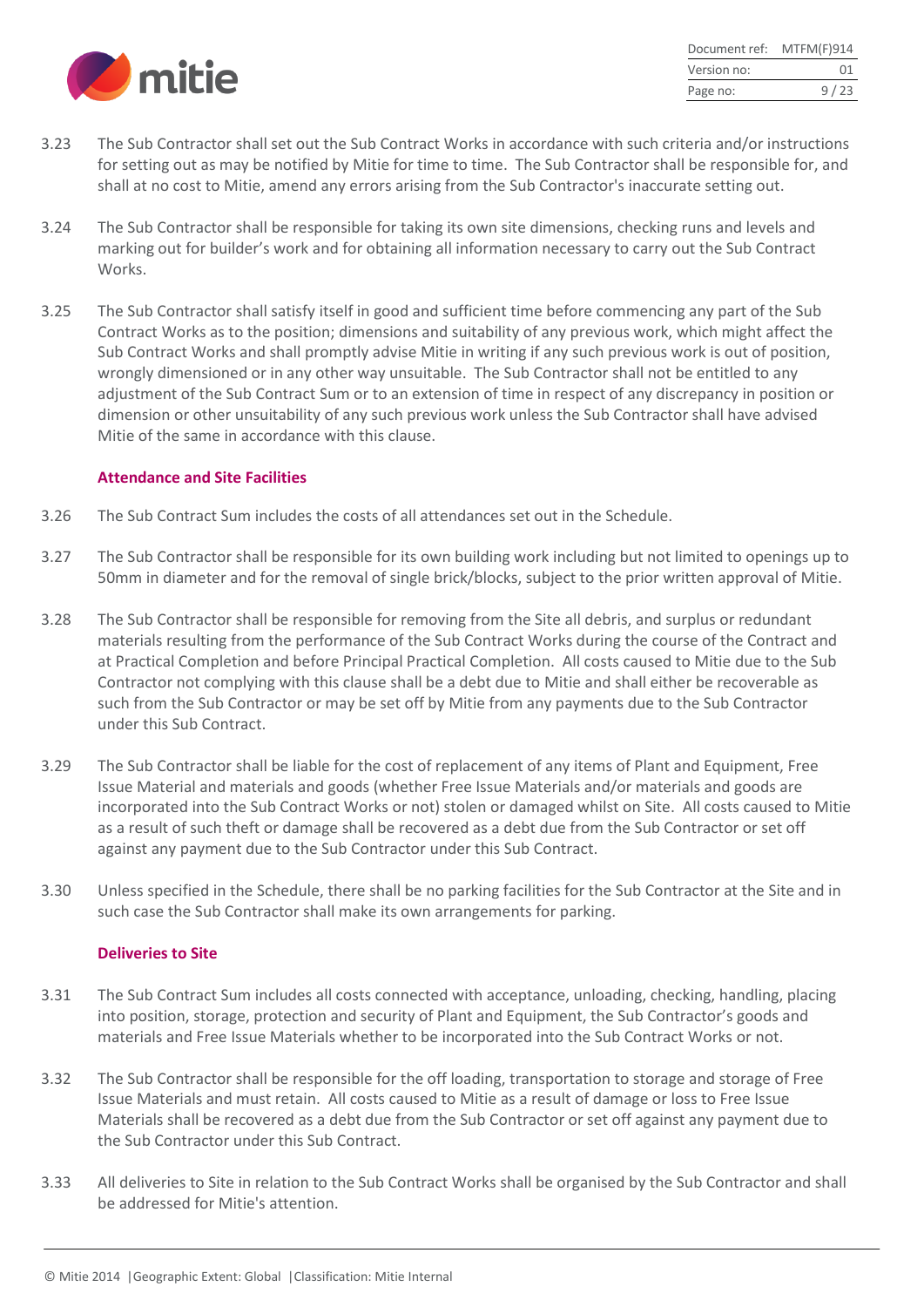3.23 The Sub Contractor shall set out the Sub Contract Works in accordance with such criteria and/or instructions for setting out as may be notified by Mitie for time to time. The Sub Contractor shall be responsible for, and shall at no cost to Mitie, amend any errors arising from the Sub Contractor's inaccurate setting out.

3.24 The Sub Contractor shall be responsible for taking its own site dimensions, checking runs and levels and marking out for builder's work and for obtaining all information necessary to carry out the Sub Contract Works.

3.25 The Sub Contractor shall satisfy itself in good and sufficient time before commencing any part of the Sub Contract Works as to the position; dimensions and suitability of any previous work, which might affect the Sub Contract Works and shall promptly advise Mitie in writing if any such previous work is out of position, wrongly dimensioned or in any other way unsuitable. The Sub Contractor shall not be entitled to any adjustment of the Sub Contract Sum or to an extension of time in respect of any discrepancy in position or dimension or other unsuitability of any such previous work unless the Sub Contractor shall have advised Mitie of the same in accordance with this clause.

**Attendance and Site Facilities**

3.26 The Sub Contract Sum includes the costs of all attendances set out in the Schedule.

3.27 The Sub Contractor shall be responsible for its own building work including but not limited to openings up to 50mm in diameter and for the removal of single brick/blocks, subject to the prior written approval of Mitie.

3.28 The Sub Contractor shall be responsible for removing from the Site all debris, and surplus or redundant materials resulting from the performance of the Sub Contract Works during the course of the Contract and at Practical Completion and before Principal Practical Completion. All costs caused to Mitie due to the Sub Contractor not complying with this clause shall be a debt due to Mitie and shall either be recoverable as such from the Sub Contractor or may be set off by Mitie from any payments due to the Sub Contractor under this Sub Contract.

3.29 The Sub Contractor shall be liable for the cost of replacement of any items of Plant and Equipment, Free Issue Material and materials and goods (whether Free Issue Materials and/or materials and goods are incorporated into the Sub Contract Works or not) stolen or damaged whilst on Site. All costs caused to Mitie as a result of such theft or damage shall be recovered as a debt due from the Sub Contractor or set off against any payment due to the Sub Contractor under this Sub Contract.

3.30 Unless specified in the Schedule, there shall be no parking facilities for the Sub Contractor at the Site and in such case the Sub Contractor shall make its own arrangements for parking.

**Deliveries to Site**

3.31 The Sub Contract Sum includes all costs connected with acceptance, unloading, checking, handling, placing into position, storage, protection and security of Plant and Equipment, the Sub Contractor's goods and materials and Free Issue Materials whether to be incorporated into the Sub Contract Works or not.

3.32 The Sub Contractor shall be responsible for the off loading, transportation to storage and storage of Free Issue Materials and must retain. All costs caused to Mitie as a result of damage or loss to Free Issue Materials shall be recovered as a debt due from the Sub Contractor or set off against any payment due to the Sub Contractor under this Sub Contract.

3.33 All deliveries to Site in relation to the Sub Contract Works shall be organised by the Sub Contractor and shall be addressed for Mitie's attention.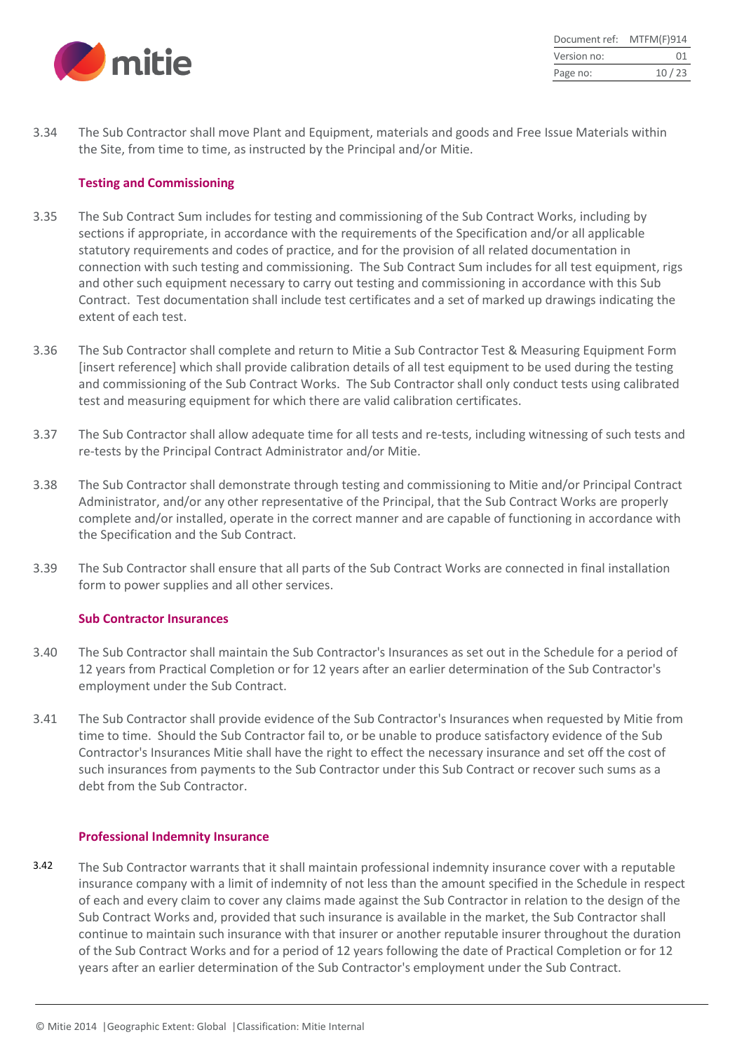3.34 The Sub Contractor shall move Plant and Equipment, materials and goods and Free Issue Materials within the Site, from time to time, as instructed by the Principal and/or Mitie.

### Testing and Commissioning

3.35 The Sub Contract Sum includes for testing and commissioning of the Sub Contract Works, including by sections if appropriate, in accordance with the requirements of the Specification and/or all applicable statutory requirements and codes of practice, and for the provision of all related documentation in connection with such testing and commissioning. The Sub Contract Sum includes for all test equipment, rigs and other such equipment necessary to carry out testing and commissioning in accordance with this Sub Contract. Test documentation shall include test certificates and a set of marked up drawings indicating the extent of each test.

3.36 The Sub Contractor shall complete and return to Mitie a Sub Contractor Test & Measuring Equipment Form [insert reference] which shall provide calibration details of all test equipment to be used during the testing and commissioning of the Sub Contract Works. The Sub Contractor shall only conduct tests using calibrated test and measuring equipment for which there are valid calibration certificates.

3.37 The Sub Contractor shall allow adequate time for all tests and re-tests, including witnessing of such tests and re-tests by the Principal Contract Administrator and/or Mitie.

3.38 The Sub Contractor shall demonstrate through testing and commissioning to Mitie and/or Principal Contract Administrator, and/or any other representative of the Principal, that the Sub Contract Works are properly complete and/or installed, operate in the correct manner and are capable of functioning in accordance with the Specification and the Sub Contract.

3.39 The Sub Contractor shall ensure that all parts of the Sub Contract Works are connected in final installation form to power supplies and all other services.

### Sub Contractor Insurances

3.40 The Sub Contractor shall maintain the Sub Contractor's Insurances as set out in the Schedule for a period of 12 years from Practical Completion or for 12 years after an earlier determination of the Sub Contractor's employment under the Sub Contract.

3.41 The Sub Contractor shall provide evidence of the Sub Contractor's Insurances when requested by Mitie from time to time. Should the Sub Contractor fail to, or be unable to produce satisfactory evidence of the Sub Contractor's Insurances Mitie shall have the right to effect the necessary insurance and set off the cost of such insurances from payments to the Sub Contractor under this Sub Contract or recover such sums as a debt from the Sub Contractor.

### Professional Indemnity Insurance

3.42 The Sub Contractor warrants that it shall maintain professional indemnity insurance cover with a reputable insurance company with a limit of indemnity of not less than the amount specified in the Schedule in respect of each and every claim to cover any claims made against the Sub Contractor in relation to the design of the Sub Contract Works and, provided that such insurance is available in the market, the Sub Contractor shall continue to maintain such insurance with that insurer or another reputable insurer throughout the duration of the Sub Contract Works and for a period of 12 years following the date of Practical Completion or for 12 years after an earlier determination of the Sub Contractor's employment under the Sub Contract.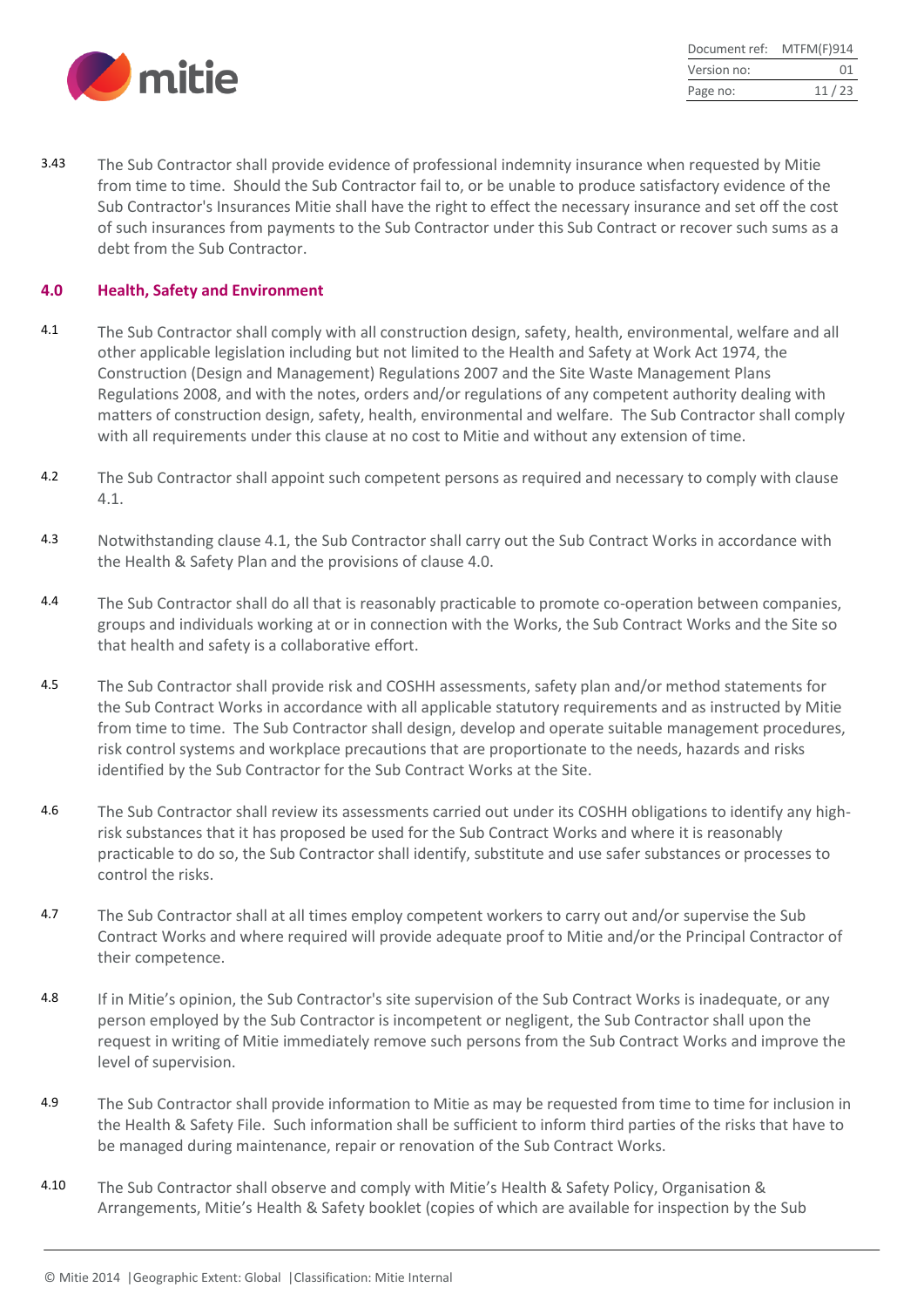3.43 The Sub Contractor shall provide evidence of professional indemnity insurance when requested by Mitie from time to time. Should the Sub Contractor fail to, or be unable to produce satisfactory evidence of the Sub Contractor's Insurances Mitie shall have the right to effect the necessary insurance and set off the cost of such insurances from payments to the Sub Contractor under this Sub Contract or recover such sums as a debt from the Sub Contractor.

## 4.0 Health, Safety and Environment

4.1 The Sub Contractor shall comply with all construction design, safety, health, environmental, welfare and all other applicable legislation including but not limited to the Health and Safety at Work Act 1974, the Construction (Design and Management) Regulations 2007 and the Site Waste Management Plans Regulations 2008, and with the notes, orders and/or regulations of any competent authority dealing with matters of construction design, safety, health, environmental and welfare. The Sub Contractor shall comply with all requirements under this clause at no cost to Mitie and without any extension of time.

4.2 The Sub Contractor shall appoint such competent persons as required and necessary to comply with clause 4.1.

4.3 Notwithstanding clause 4.1, the Sub Contractor shall carry out the Sub Contract Works in accordance with the Health & Safety Plan and the provisions of clause 4.0.

4.4 The Sub Contractor shall do all that is reasonably practicable to promote co-operation between companies, groups and individuals working at or in connection with the Works, the Sub Contract Works and the Site so that health and safety is a collaborative effort.

4.5 The Sub Contractor shall provide risk and COSHH assessments, safety plan and/or method statements for the Sub Contract Works in accordance with all applicable statutory requirements and as instructed by Mitie from time to time. The Sub Contractor shall design, develop and operate suitable management procedures, risk control systems and workplace precautions that are proportionate to the needs, hazards and risks identified by the Sub Contractor for the Sub Contract Works at the Site.

4.6 The Sub Contractor shall review its assessments carried out under its COSHH obligations to identify any high-risk substances that it has proposed be used for the Sub Contract Works and where it is reasonably practicable to do so, the Sub Contractor shall identify, substitute and use safer substances or processes to control the risks.

4.7 The Sub Contractor shall at all times employ competent workers to carry out and/or supervise the Sub Contract Works and where required will provide adequate proof to Mitie and/or the Principal Contractor of their competence.

4.8 If in Mitie's opinion, the Sub Contractor's site supervision of the Sub Contract Works is inadequate, or any person employed by the Sub Contractor is incompetent or negligent, the Sub Contractor shall upon the request in writing of Mitie immediately remove such persons from the Sub Contract Works and improve the level of supervision.

4.9 The Sub Contractor shall provide information to Mitie as may be requested from time to time for inclusion in the Health & Safety File. Such information shall be sufficient to inform third parties of the risks that have to be managed during maintenance, repair or renovation of the Sub Contract Works.

4.10 The Sub Contractor shall observe and comply with Mitie's Health & Safety Policy, Organisation & Arrangements, Mitie's Health & Safety booklet (copies of which are available for inspection by the Sub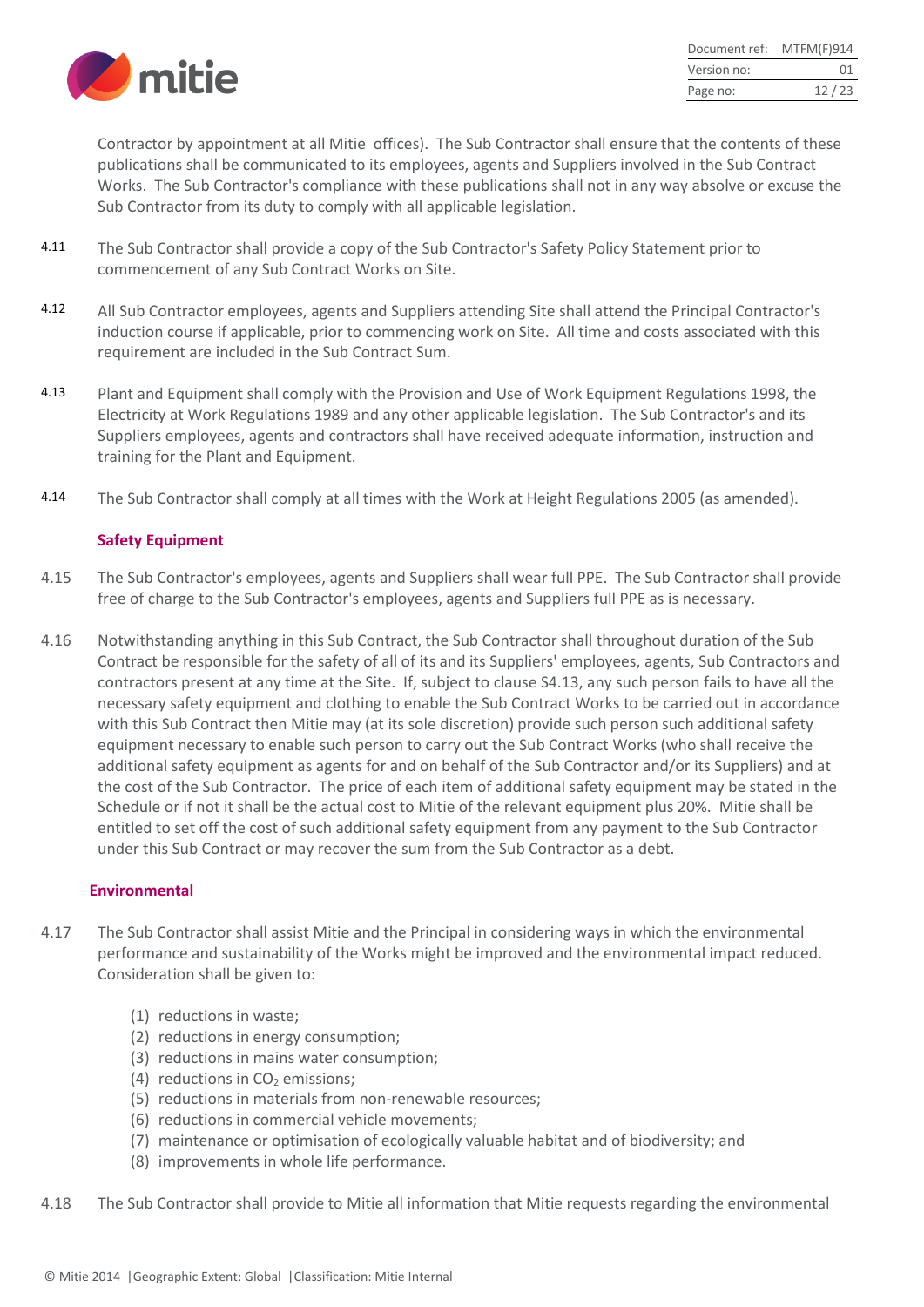Contractor by appointment at all Mitie offices). The Sub Contractor shall ensure that the contents of these publications shall be communicated to its employees, agents and Suppliers involved in the Sub Contract Works. The Sub Contractor's compliance with these publications shall not in any way absolve or excuse the Sub Contractor from its duty to comply with all applicable legislation.

4.11 The Sub Contractor shall provide a copy of the Sub Contractor's Safety Policy Statement prior to commencement of any Sub Contract Works on Site.

4.12 All Sub Contractor employees, agents and Suppliers attending Site shall attend the Principal Contractor's induction course if applicable, prior to commencing work on Site. All time and costs associated with this requirement are included in the Sub Contract Sum.

4.13 Plant and Equipment shall comply with the Provision and Use of Work Equipment Regulations 1998, the Electricity at Work Regulations 1989 and any other applicable legislation. The Sub Contractor's and its Suppliers employees, agents and contractors shall have received adequate information, instruction and training for the Plant and Equipment.

4.14 The Sub Contractor shall comply at all times with the Work at Height Regulations 2005 (as amended).

**Safety Equipment**

4.15 The Sub Contractor's employees, agents and Suppliers shall wear full PPE. The Sub Contractor shall provide free of charge to the Sub Contractor's employees, agents and Suppliers full PPE as is necessary.

4.16 Notwithstanding anything in this Sub Contract, the Sub Contractor shall throughout duration of the Sub Contract be responsible for the safety of all of its and its Suppliers' employees, agents, Sub Contractors and contractors present at any time at the Site. If, subject to clause S4.13, any such person fails to have all the necessary safety equipment and clothing to enable the Sub Contract Works to be carried out in accordance with this Sub Contract then Mitie may (at its sole discretion) provide such person such additional safety equipment necessary to enable such person to carry out the Sub Contract Works (who shall receive the additional safety equipment as agents for and on behalf of the Sub Contractor and/or its Suppliers) and at the cost of the Sub Contractor. The price of each item of additional safety equipment may be stated in the Schedule or if not it shall be the actual cost to Mitie of the relevant equipment plus 20%. Mitie shall be entitled to set off the cost of such additional safety equipment from any payment to the Sub Contractor under this Sub Contract or may recover the sum from the Sub Contractor as a debt.

**Environmental**

4.17 The Sub Contractor shall assist Mitie and the Principal in considering ways in which the environmental performance and sustainability of the Works might be improved and the environmental impact reduced. Consideration shall be given to:

(1) reductions in waste;
(2) reductions in energy consumption;
(3) reductions in mains water consumption;
(4) reductions in $CO_2$ emissions;
(5) reductions in materials from non-renewable resources;
(6) reductions in commercial vehicle movements;
(7) maintenance or optimisation of ecologically valuable habitat and of biodiversity; and
(8) improvements in whole life performance.

4.18 The Sub Contractor shall provide to Mitie all information that Mitie requests regarding the environmental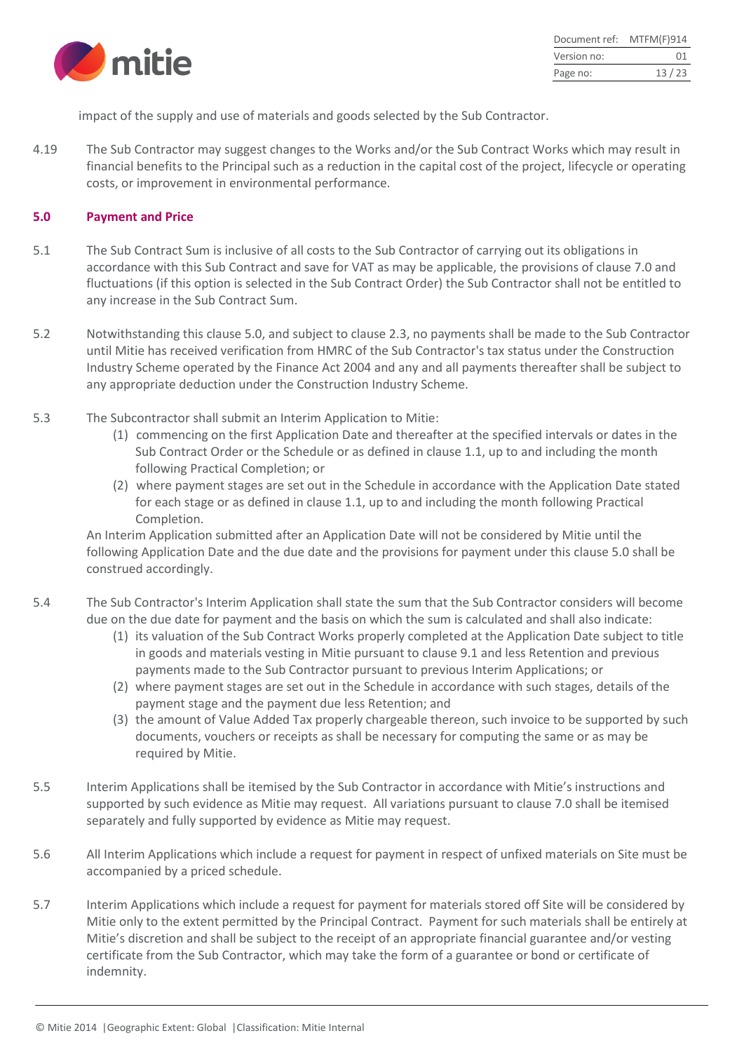impact of the supply and use of materials and goods selected by the Sub Contractor.

4.19 The Sub Contractor may suggest changes to the Works and/or the Sub Contract Works which may result in financial benefits to the Principal such as a reduction in the capital cost of the project, lifecycle or operating costs, or improvement in environmental performance.

## 5.0 Payment and Price

5.1 The Sub Contract Sum is inclusive of all costs to the Sub Contractor of carrying out its obligations in accordance with this Sub Contract and save for VAT as may be applicable, the provisions of clause 7.0 and fluctuations (if this option is selected in the Sub Contract Order) the Sub Contractor shall not be entitled to any increase in the Sub Contract Sum.

5.2 Notwithstanding this clause 5.0, and subject to clause 2.3, no payments shall be made to the Sub Contractor until Mitie has received verification from HMRC of the Sub Contractor's tax status under the Construction Industry Scheme operated by the Finance Act 2004 and any and all payments thereafter shall be subject to any appropriate deduction under the Construction Industry Scheme.

5.3 The Subcontractor shall submit an Interim Application to Mitie:

(1) commencing on the first Application Date and thereafter at the specified intervals or dates in the Sub Contract Order or the Schedule or as defined in clause 1.1, up to and including the month following Practical Completion; or

(2) where payment stages are set out in the Schedule in accordance with the Application Date stated for each stage or as defined in clause 1.1, up to and including the month following Practical Completion.

An Interim Application submitted after an Application Date will not be considered by Mitie until the following Application Date and the due date and the provisions for payment under this clause 5.0 shall be construed accordingly.

5.4 The Sub Contractor's Interim Application shall state the sum that the Sub Contractor considers will become due on the due date for payment and the basis on which the sum is calculated and shall also indicate:

(1) its valuation of the Sub Contract Works properly completed at the Application Date subject to title in goods and materials vesting in Mitie pursuant to clause 9.1 and less Retention and previous payments made to the Sub Contractor pursuant to previous Interim Applications; or

(2) where payment stages are set out in the Schedule in accordance with such stages, details of the payment stage and the payment due less Retention; and

(3) the amount of Value Added Tax properly chargeable thereon, such invoice to be supported by such documents, vouchers or receipts as shall be necessary for computing the same or as may be required by Mitie.

5.5 Interim Applications shall be itemised by the Sub Contractor in accordance with Mitie's instructions and supported by such evidence as Mitie may request. All variations pursuant to clause 7.0 shall be itemised separately and fully supported by evidence as Mitie may request.

5.6 All Interim Applications which include a request for payment in respect of unfixed materials on Site must be accompanied by a priced schedule.

5.7 Interim Applications which include a request for payment for materials stored off Site will be considered by Mitie only to the extent permitted by the Principal Contract. Payment for such materials shall be entirely at Mitie's discretion and shall be subject to the receipt of an appropriate financial guarantee and/or vesting certificate from the Sub Contractor, which may take the form of a guarantee or bond or certificate of indemnity.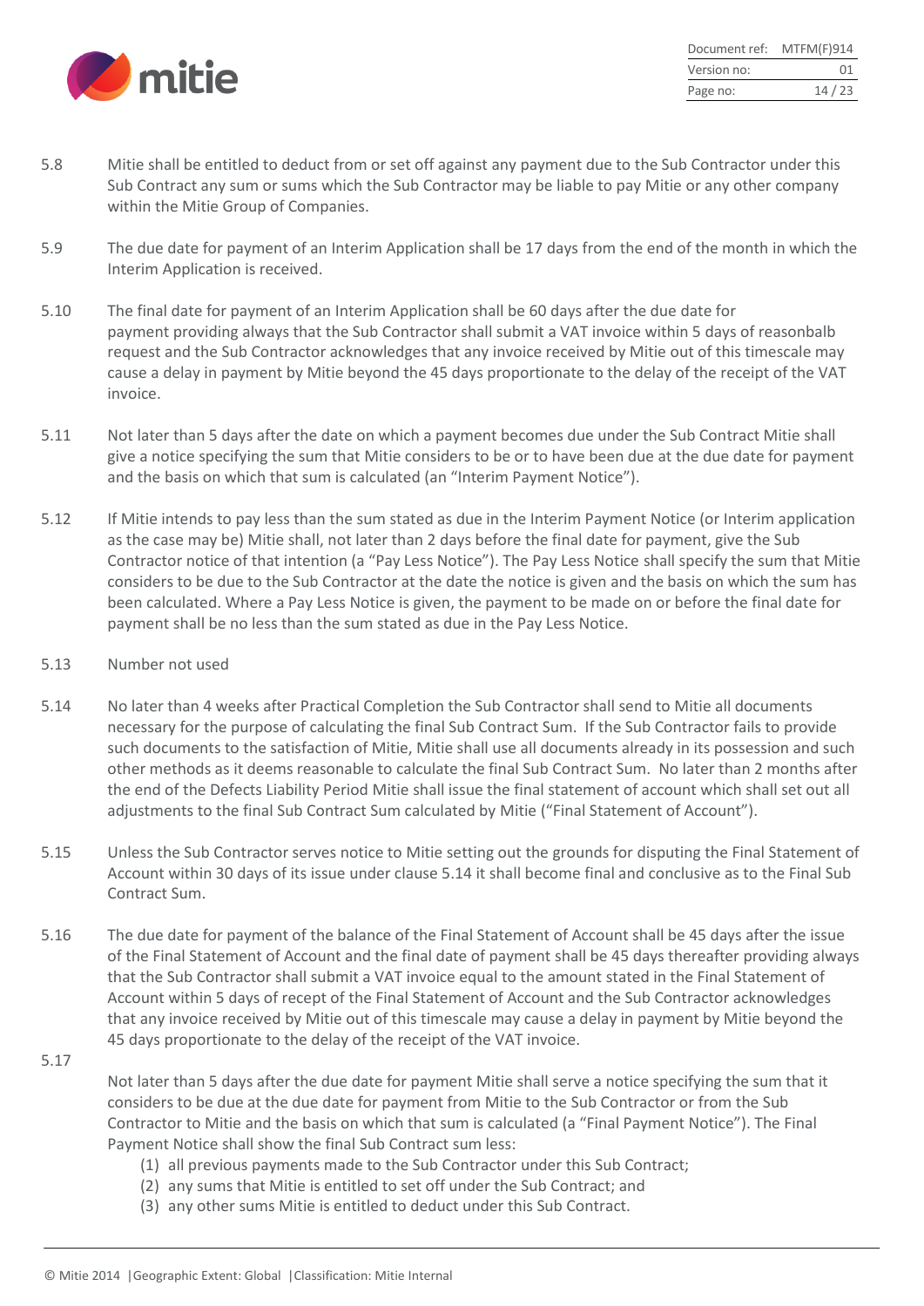5.8 Mitie shall be entitled to deduct from or set off against any payment due to the Sub Contractor under this Sub Contract any sum or sums which the Sub Contractor may be liable to pay Mitie or any other company within the Mitie Group of Companies.

5.9 The due date for payment of an Interim Application shall be 17 days from the end of the month in which the Interim Application is received.

5.10 The final date for payment of an Interim Application shall be 60 days after the due date for payment providing always that the Sub Contractor shall submit a VAT invoice within 5 days of reasonbalb request and the Sub Contractor acknowledges that any invoice received by Mitie out of this timescale may cause a delay in payment by Mitie beyond the 45 days proportionate to the delay of the receipt of the VAT invoice.

5.11 Not later than 5 days after the date on which a payment becomes due under the Sub Contract Mitie shall give a notice specifying the sum that Mitie considers to be or to have been due at the due date for payment and the basis on which that sum is calculated (an "Interim Payment Notice").

5.12 If Mitie intends to pay less than the sum stated as due in the Interim Payment Notice (or Interim application as the case may be) Mitie shall, not later than 2 days before the final date for payment, give the Sub Contractor notice of that intention (a "Pay Less Notice"). The Pay Less Notice shall specify the sum that Mitie considers to be due to the Sub Contractor at the date the notice is given and the basis on which the sum has been calculated. Where a Pay Less Notice is given, the payment to be made on or before the final date for payment shall be no less than the sum stated as due in the Pay Less Notice.

5.13 Number not used

5.14 No later than 4 weeks after Practical Completion the Sub Contractor shall send to Mitie all documents necessary for the purpose of calculating the final Sub Contract Sum. If the Sub Contractor fails to provide such documents to the satisfaction of Mitie, Mitie shall use all documents already in its possession and such other methods as it deems reasonable to calculate the final Sub Contract Sum. No later than 2 months after the end of the Defects Liability Period Mitie shall issue the final statement of account which shall set out all adjustments to the final Sub Contract Sum calculated by Mitie ("Final Statement of Account").

5.15 Unless the Sub Contractor serves notice to Mitie setting out the grounds for disputing the Final Statement of Account within 30 days of its issue under clause 5.14 it shall become final and conclusive as to the Final Sub Contract Sum.

5.16 The due date for payment of the balance of the Final Statement of Account shall be 45 days after the issue of the Final Statement of Account and the final date of payment shall be 45 days thereafter providing always that the Sub Contractor shall submit a VAT invoice equal to the amount stated in the Final Statement of Account within 5 days of recept of the Final Statement of Account and the Sub Contractor acknowledges that any invoice received by Mitie out of this timescale may cause a delay in payment by Mitie beyond the 45 days proportionate to the delay of the receipt of the VAT invoice.

5.17 Not later than 5 days after the due date for payment Mitie shall serve a notice specifying the sum that it considers to be due at the due date for payment from Mitie to the Sub Contractor or from the Sub Contractor to Mitie and the basis on which that sum is calculated (a "Final Payment Notice"). The Final Payment Notice shall show the final Sub Contract sum less:

(1) all previous payments made to the Sub Contractor under this Sub Contract;
(2) any sums that Mitie is entitled to set off under the Sub Contract; and
(3) any other sums Mitie is entitled to deduct under this Sub Contract.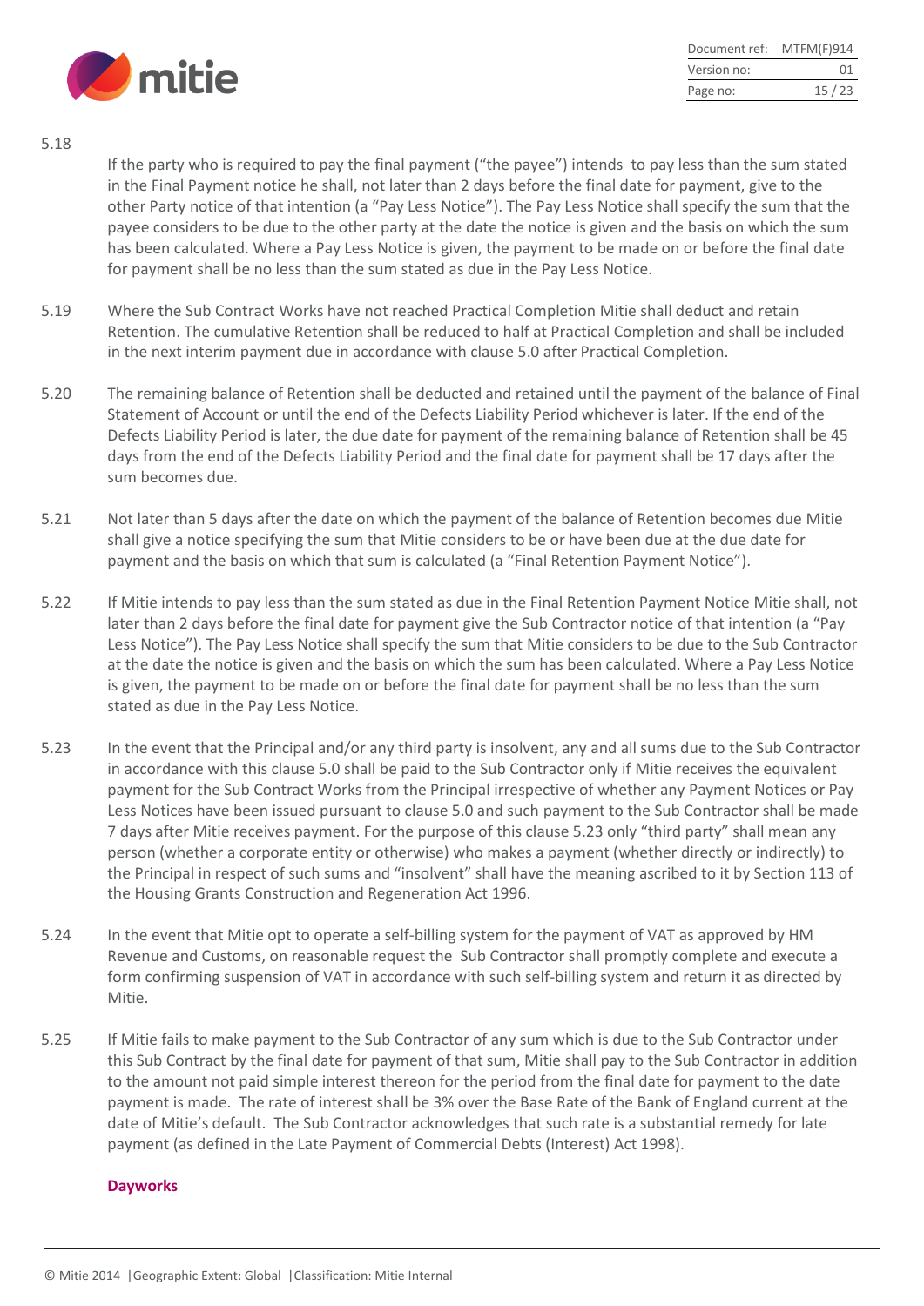5.18

If the party who is required to pay the final payment ("the payee") intends to pay less than the sum stated in the Final Payment notice he shall, not later than 2 days before the final date for payment, give to the other Party notice of that intention (a "Pay Less Notice"). The Pay Less Notice shall specify the sum that the payee considers to be due to the other party at the date the notice is given and the basis on which the sum has been calculated. Where a Pay Less Notice is given, the payment to be made on or before the final date for payment shall be no less than the sum stated as due in the Pay Less Notice.

5.19 Where the Sub Contract Works have not reached Practical Completion Mitie shall deduct and retain Retention. The cumulative Retention shall be reduced to half at Practical Completion and shall be included in the next interim payment due in accordance with clause 5.0 after Practical Completion.

5.20 The remaining balance of Retention shall be deducted and retained until the payment of the balance of Final Statement of Account or until the end of the Defects Liability Period whichever is later. If the end of the Defects Liability Period is later, the due date for payment of the remaining balance of Retention shall be 45 days from the end of the Defects Liability Period and the final date for payment shall be 17 days after the sum becomes due.

5.21 Not later than 5 days after the date on which the payment of the balance of Retention becomes due Mitie shall give a notice specifying the sum that Mitie considers to be or have been due at the due date for payment and the basis on which that sum is calculated (a "Final Retention Payment Notice").

5.22 If Mitie intends to pay less than the sum stated as due in the Final Retention Payment Notice Mitie shall, not later than 2 days before the final date for payment give the Sub Contractor notice of that intention (a "Pay Less Notice"). The Pay Less Notice shall specify the sum that Mitie considers to be due to the Sub Contractor at the date the notice is given and the basis on which the sum has been calculated. Where a Pay Less Notice is given, the payment to be made on or before the final date for payment shall be no less than the sum stated as due in the Pay Less Notice.

5.23 In the event that the Principal and/or any third party is insolvent, any and all sums due to the Sub Contractor in accordance with this clause 5.0 shall be paid to the Sub Contractor only if Mitie receives the equivalent payment for the Sub Contract Works from the Principal irrespective of whether any Payment Notices or Pay Less Notices have been issued pursuant to clause 5.0 and such payment to the Sub Contractor shall be made 7 days after Mitie receives payment. For the purpose of this clause 5.23 only "third party" shall mean any person (whether a corporate entity or otherwise) who makes a payment (whether directly or indirectly) to the Principal in respect of such sums and "insolvent" shall have the meaning ascribed to it by Section 113 of the Housing Grants Construction and Regeneration Act 1996.

5.24 In the event that Mitie opt to operate a self-billing system for the payment of VAT as approved by HM Revenue and Customs, on reasonable request the Sub Contractor shall promptly complete and execute a form confirming suspension of VAT in accordance with such self-billing system and return it as directed by Mitie.

5.25 If Mitie fails to make payment to the Sub Contractor of any sum which is due to the Sub Contractor under this Sub Contract by the final date for payment of that sum, Mitie shall pay to the Sub Contractor in addition to the amount not paid simple interest thereon for the period from the final date for payment to the date payment is made. The rate of interest shall be 3% over the Base Rate of the Bank of England current at the date of Mitie's default. The Sub Contractor acknowledges that such rate is a substantial remedy for late payment (as defined in the Late Payment of Commercial Debts (Interest) Act 1998).

**Dayworks**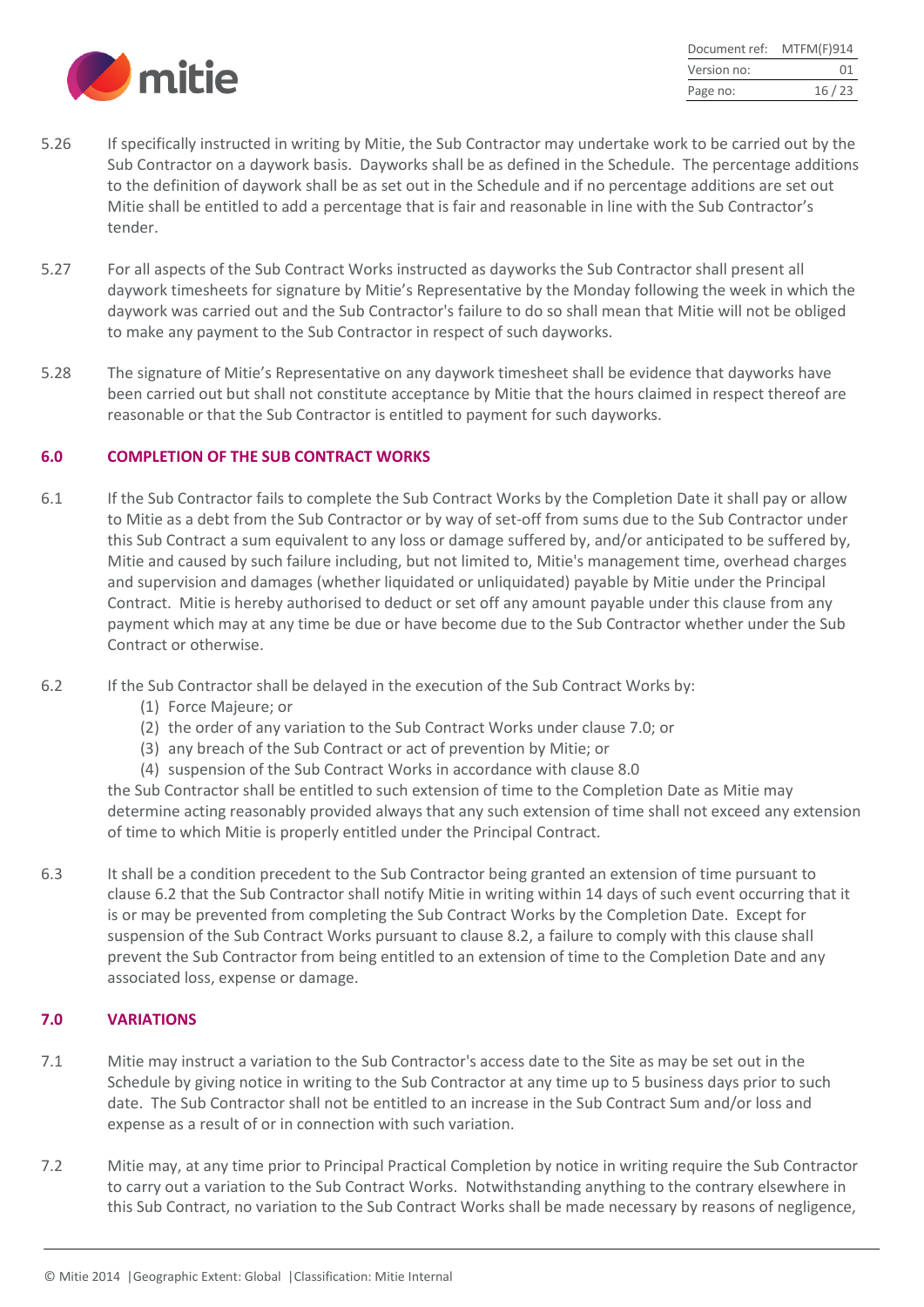5.26 If specifically instructed in writing by Mitie, the Sub Contractor may undertake work to be carried out by the Sub Contractor on a daywork basis. Dayworks shall be as defined in the Schedule. The percentage additions to the definition of daywork shall be as set out in the Schedule and if no percentage additions are set out Mitie shall be entitled to add a percentage that is fair and reasonable in line with the Sub Contractor's tender.

5.27 For all aspects of the Sub Contract Works instructed as dayworks the Sub Contractor shall present all daywork timesheets for signature by Mitie's Representative by the Monday following the week in which the daywork was carried out and the Sub Contractor's failure to do so shall mean that Mitie will not be obliged to make any payment to the Sub Contractor in respect of such dayworks.

5.28 The signature of Mitie's Representative on any daywork timesheet shall be evidence that dayworks have been carried out but shall not constitute acceptance by Mitie that the hours claimed in respect thereof are reasonable or that the Sub Contractor is entitled to payment for such dayworks.

## 6.0 COMPLETION OF THE SUB CONTRACT WORKS

6.1 If the Sub Contractor fails to complete the Sub Contract Works by the Completion Date it shall pay or allow to Mitie as a debt from the Sub Contractor or by way of set-off from sums due to the Sub Contractor under this Sub Contract a sum equivalent to any loss or damage suffered by, and/or anticipated to be suffered by, Mitie and caused by such failure including, but not limited to, Mitie's management time, overhead charges and supervision and damages (whether liquidated or unliquidated) payable by Mitie under the Principal Contract. Mitie is hereby authorised to deduct or set off any amount payable under this clause from any payment which may at any time be due or have become due to the Sub Contractor whether under the Sub Contract or otherwise.

6.2 If the Sub Contractor shall be delayed in the execution of the Sub Contract Works by:

(1) Force Majeure; or
(2) the order of any variation to the Sub Contract Works under clause 7.0; or
(3) any breach of the Sub Contract or act of prevention by Mitie; or
(4) suspension of the Sub Contract Works in accordance with clause 8.0

the Sub Contractor shall be entitled to such extension of time to the Completion Date as Mitie may determine acting reasonably provided always that any such extension of time shall not exceed any extension of time to which Mitie is properly entitled under the Principal Contract.

6.3 It shall be a condition precedent to the Sub Contractor being granted an extension of time pursuant to clause 6.2 that the Sub Contractor shall notify Mitie in writing within 14 days of such event occurring that it is or may be prevented from completing the Sub Contract Works by the Completion Date. Except for suspension of the Sub Contract Works pursuant to clause 8.2, a failure to comply with this clause shall prevent the Sub Contractor from being entitled to an extension of time to the Completion Date and any associated loss, expense or damage.

## 7.0 VARIATIONS

7.1 Mitie may instruct a variation to the Sub Contractor's access date to the Site as may be set out in the Schedule by giving notice in writing to the Sub Contractor at any time up to 5 business days prior to such date. The Sub Contractor shall not be entitled to an increase in the Sub Contract Sum and/or loss and expense as a result of or in connection with such variation.

7.2 Mitie may, at any time prior to Principal Practical Completion by notice in writing require the Sub Contractor to carry out a variation to the Sub Contract Works. Notwithstanding anything to the contrary elsewhere in this Sub Contract, no variation to the Sub Contract Works shall be made necessary by reasons of negligence,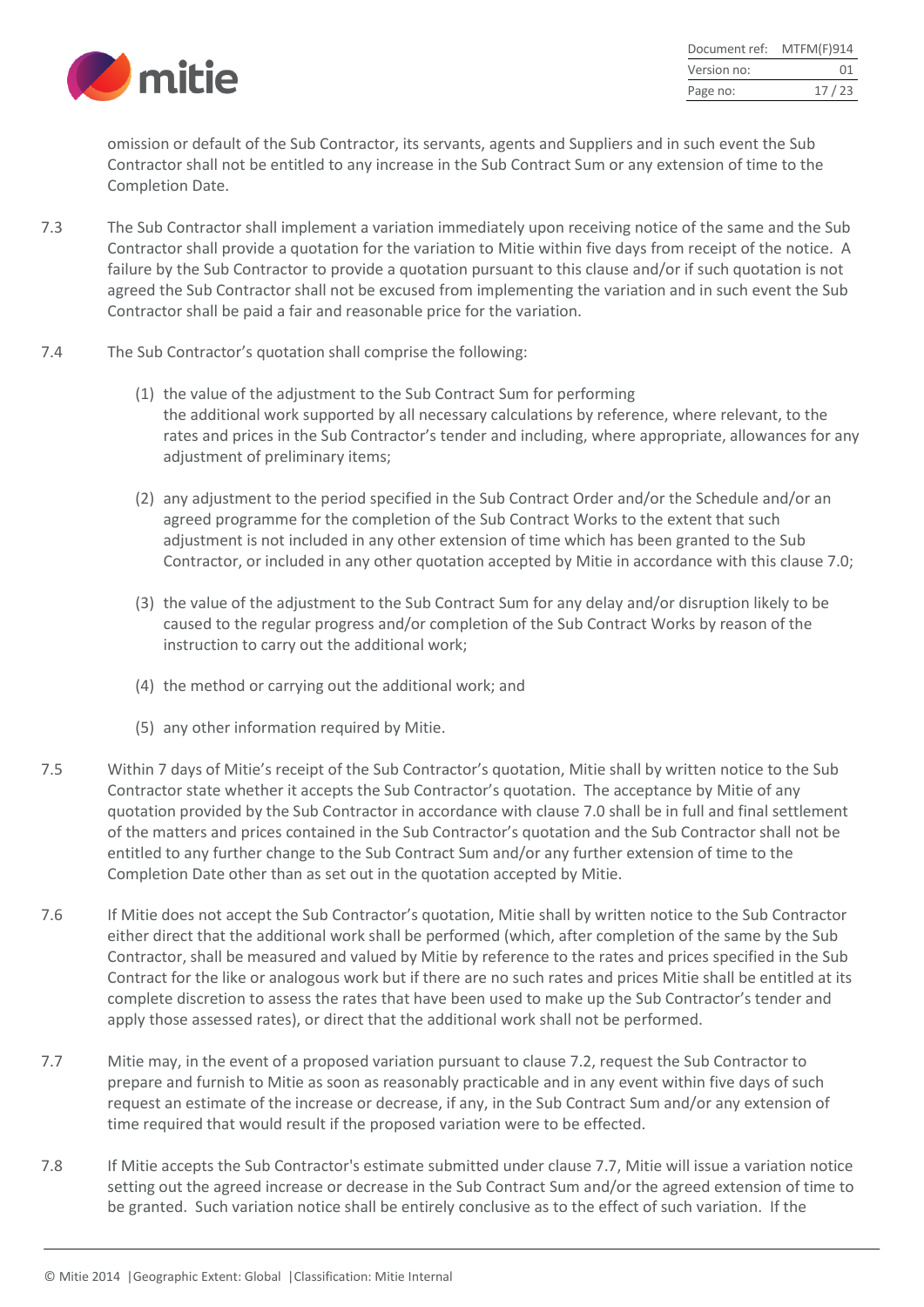omission or default of the Sub Contractor, its servants, agents and Suppliers and in such event the Sub Contractor shall not be entitled to any increase in the Sub Contract Sum or any extension of time to the Completion Date.

7.3 The Sub Contractor shall implement a variation immediately upon receiving notice of the same and the Sub Contractor shall provide a quotation for the variation to Mitie within five days from receipt of the notice. A failure by the Sub Contractor to provide a quotation pursuant to this clause and/or if such quotation is not agreed the Sub Contractor shall not be excused from implementing the variation and in such event the Sub Contractor shall be paid a fair and reasonable price for the variation.

7.4 The Sub Contractor's quotation shall comprise the following:

(1) the value of the adjustment to the Sub Contract Sum for performing the additional work supported by all necessary calculations by reference, where relevant, to the rates and prices in the Sub Contractor's tender and including, where appropriate, allowances for any adjustment of preliminary items;

(2) any adjustment to the period specified in the Sub Contract Order and/or the Schedule and/or an agreed programme for the completion of the Sub Contract Works to the extent that such adjustment is not included in any other extension of time which has been granted to the Sub Contractor, or included in any other quotation accepted by Mitie in accordance with this clause 7.0;

(3) the value of the adjustment to the Sub Contract Sum for any delay and/or disruption likely to be caused to the regular progress and/or completion of the Sub Contract Works by reason of the instruction to carry out the additional work;

(4) the method or carrying out the additional work; and

(5) any other information required by Mitie.

7.5 Within 7 days of Mitie's receipt of the Sub Contractor's quotation, Mitie shall by written notice to the Sub Contractor state whether it accepts the Sub Contractor's quotation. The acceptance by Mitie of any quotation provided by the Sub Contractor in accordance with clause 7.0 shall be in full and final settlement of the matters and prices contained in the Sub Contractor's quotation and the Sub Contractor shall not be entitled to any further change to the Sub Contract Sum and/or any further extension of time to the Completion Date other than as set out in the quotation accepted by Mitie.

7.6 If Mitie does not accept the Sub Contractor's quotation, Mitie shall by written notice to the Sub Contractor either direct that the additional work shall be performed (which, after completion of the same by the Sub Contractor, shall be measured and valued by Mitie by reference to the rates and prices specified in the Sub Contract for the like or analogous work but if there are no such rates and prices Mitie shall be entitled at its complete discretion to assess the rates that have been used to make up the Sub Contractor's tender and apply those assessed rates), or direct that the additional work shall not be performed.

7.7 Mitie may, in the event of a proposed variation pursuant to clause 7.2, request the Sub Contractor to prepare and furnish to Mitie as soon as reasonably practicable and in any event within five days of such request an estimate of the increase or decrease, if any, in the Sub Contract Sum and/or any extension of time required that would result if the proposed variation were to be effected.

7.8 If Mitie accepts the Sub Contractor's estimate submitted under clause 7.7, Mitie will issue a variation notice setting out the agreed increase or decrease in the Sub Contract Sum and/or the agreed extension of time to be granted. Such variation notice shall be entirely conclusive as to the effect of such variation. If the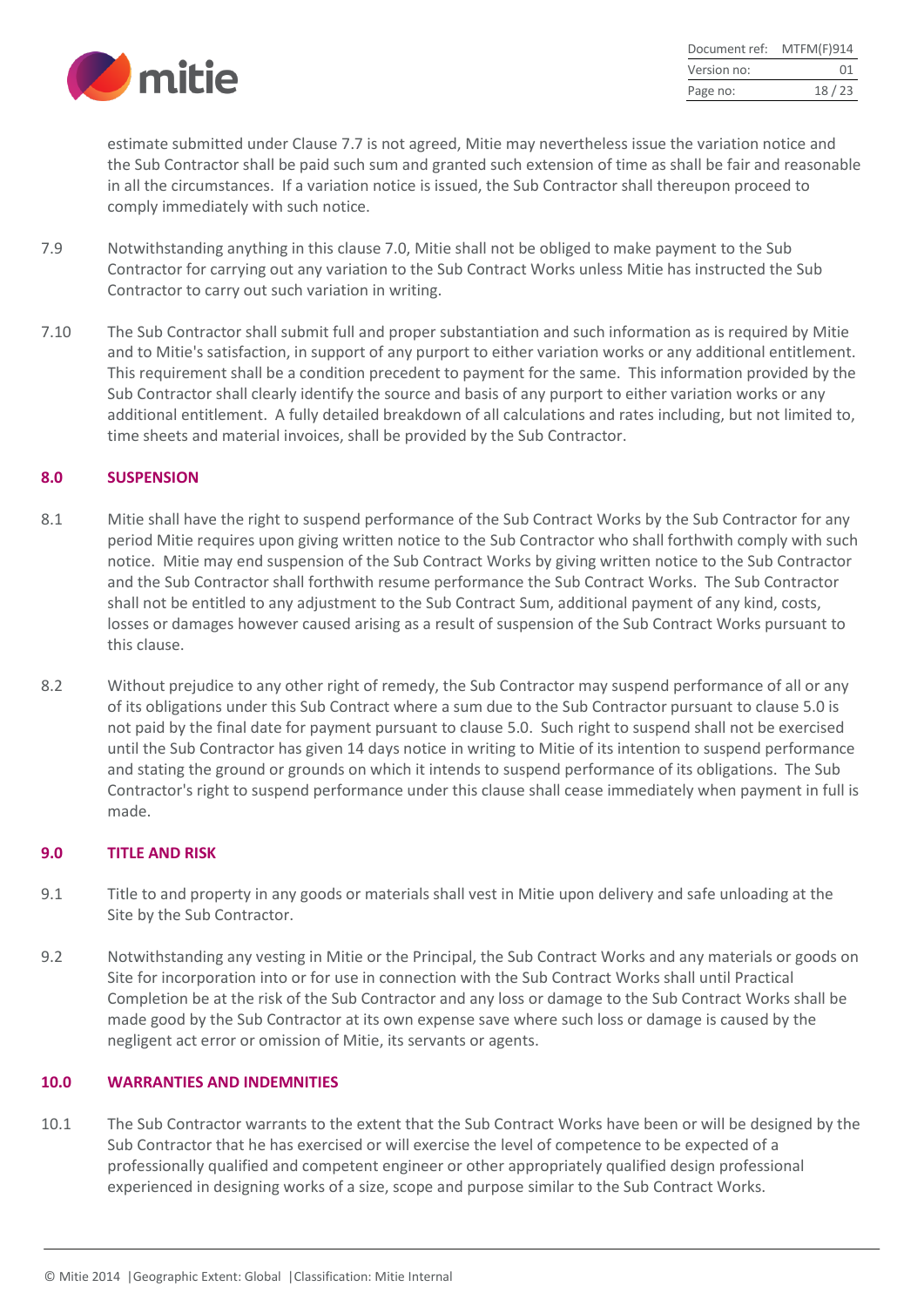estimate submitted under Clause 7.7 is not agreed, Mitie may nevertheless issue the variation notice and the Sub Contractor shall be paid such sum and granted such extension of time as shall be fair and reasonable in all the circumstances. If a variation notice is issued, the Sub Contractor shall thereupon proceed to comply immediately with such notice.

7.9 Notwithstanding anything in this clause 7.0, Mitie shall not be obliged to make payment to the Sub Contractor for carrying out any variation to the Sub Contract Works unless Mitie has instructed the Sub Contractor to carry out such variation in writing.

7.10 The Sub Contractor shall submit full and proper substantiation and such information as is required by Mitie and to Mitie's satisfaction, in support of any purport to either variation works or any additional entitlement. This requirement shall be a condition precedent to payment for the same. This information provided by the Sub Contractor shall clearly identify the source and basis of any purport to either variation works or any additional entitlement. A fully detailed breakdown of all calculations and rates including, but not limited to, time sheets and material invoices, shall be provided by the Sub Contractor.

## 8.0 SUSPENSION

8.1 Mitie shall have the right to suspend performance of the Sub Contract Works by the Sub Contractor for any period Mitie requires upon giving written notice to the Sub Contractor who shall forthwith comply with such notice. Mitie may end suspension of the Sub Contract Works by giving written notice to the Sub Contractor and the Sub Contractor shall forthwith resume performance the Sub Contract Works. The Sub Contractor shall not be entitled to any adjustment to the Sub Contract Sum, additional payment of any kind, costs, losses or damages however caused arising as a result of suspension of the Sub Contract Works pursuant to this clause.

8.2 Without prejudice to any other right of remedy, the Sub Contractor may suspend performance of all or any of its obligations under this Sub Contract where a sum due to the Sub Contractor pursuant to clause 5.0 is not paid by the final date for payment pursuant to clause 5.0. Such right to suspend shall not be exercised until the Sub Contractor has given 14 days notice in writing to Mitie of its intention to suspend performance and stating the ground or grounds on which it intends to suspend performance of its obligations. The Sub Contractor's right to suspend performance under this clause shall cease immediately when payment in full is made.

## 9.0 TITLE AND RISK

9.1 Title to and property in any goods or materials shall vest in Mitie upon delivery and safe unloading at the Site by the Sub Contractor.

9.2 Notwithstanding any vesting in Mitie or the Principal, the Sub Contract Works and any materials or goods on Site for incorporation into or for use in connection with the Sub Contract Works shall until Practical Completion be at the risk of the Sub Contractor and any loss or damage to the Sub Contract Works shall be made good by the Sub Contractor at its own expense save where such loss or damage is caused by the negligent act error or omission of Mitie, its servants or agents.

## 10.0 WARRANTIES AND INDEMNITIES

10.1 The Sub Contractor warrants to the extent that the Sub Contract Works have been or will be designed by the Sub Contractor that he has exercised or will exercise the level of competence to be expected of a professionally qualified and competent engineer or other appropriately qualified design professional experienced in designing works of a size, scope and purpose similar to the Sub Contract Works.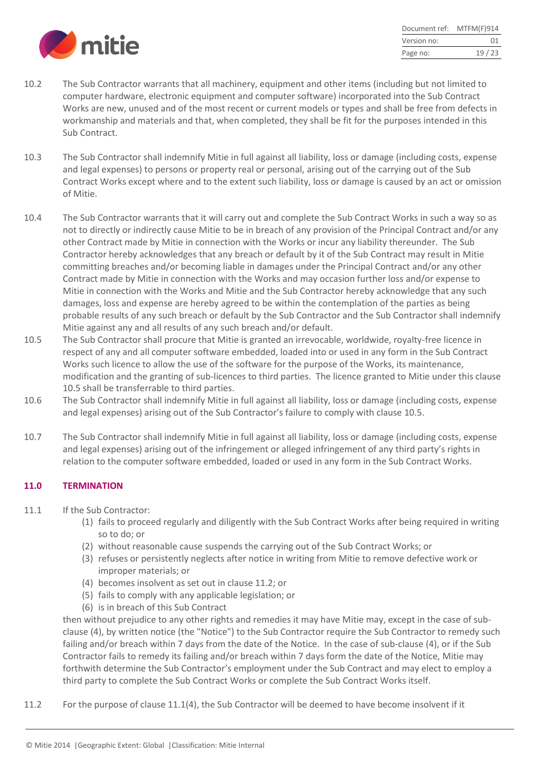10.2 The Sub Contractor warrants that all machinery, equipment and other items (including but not limited to computer hardware, electronic equipment and computer software) incorporated into the Sub Contract Works are new, unused and of the most recent or current models or types and shall be free from defects in workmanship and materials and that, when completed, they shall be fit for the purposes intended in this Sub Contract.

10.3 The Sub Contractor shall indemnify Mitie in full against all liability, loss or damage (including costs, expense and legal expenses) to persons or property real or personal, arising out of the carrying out of the Sub Contract Works except where and to the extent such liability, loss or damage is caused by an act or omission of Mitie.

10.4 The Sub Contractor warrants that it will carry out and complete the Sub Contract Works in such a way so as not to directly or indirectly cause Mitie to be in breach of any provision of the Principal Contract and/or any other Contract made by Mitie in connection with the Works or incur any liability thereunder. The Sub Contractor hereby acknowledges that any breach or default by it of the Sub Contract may result in Mitie committing breaches and/or becoming liable in damages under the Principal Contract and/or any other Contract made by Mitie in connection with the Works and may occasion further loss and/or expense to Mitie in connection with the Works and Mitie and the Sub Contractor hereby acknowledge that any such damages, loss and expense are hereby agreed to be within the contemplation of the parties as being probable results of any such breach or default by the Sub Contractor and the Sub Contractor shall indemnify Mitie against any and all results of any such breach and/or default.

10.5 The Sub Contractor shall procure that Mitie is granted an irrevocable, worldwide, royalty-free licence in respect of any and all computer software embedded, loaded into or used in any form in the Sub Contract Works such licence to allow the use of the software for the purpose of the Works, its maintenance, modification and the granting of sub-licences to third parties. The licence granted to Mitie under this clause 10.5 shall be transferrable to third parties.

10.6 The Sub Contractor shall indemnify Mitie in full against all liability, loss or damage (including costs, expense and legal expenses) arising out of the Sub Contractor's failure to comply with clause 10.5.

10.7 The Sub Contractor shall indemnify Mitie in full against all liability, loss or damage (including costs, expense and legal expenses) arising out of the infringement or alleged infringement of any third party's rights in relation to the computer software embedded, loaded or used in any form in the Sub Contract Works.

## 11.0 TERMINATION

11.1 If the Sub Contractor:

(1) fails to proceed regularly and diligently with the Sub Contract Works after being required in writing so to do; or
(2) without reasonable cause suspends the carrying out of the Sub Contract Works; or
(3) refuses or persistently neglects after notice in writing from Mitie to remove defective work or improper materials; or
(4) becomes insolvent as set out in clause 11.2; or
(5) fails to comply with any applicable legislation; or
(6) is in breach of this Sub Contract

then without prejudice to any other rights and remedies it may have Mitie may, except in the case of sub-clause (4), by written notice (the "Notice") to the Sub Contractor require the Sub Contractor to remedy such failing and/or breach within 7 days from the date of the Notice. In the case of sub-clause (4), or if the Sub Contractor fails to remedy its failing and/or breach within 7 days form the date of the Notice, Mitie may forthwith determine the Sub Contractor's employment under the Sub Contract and may elect to employ a third party to complete the Sub Contract Works or complete the Sub Contract Works itself.

11.2 For the purpose of clause 11.1(4), the Sub Contractor will be deemed to have become insolvent if it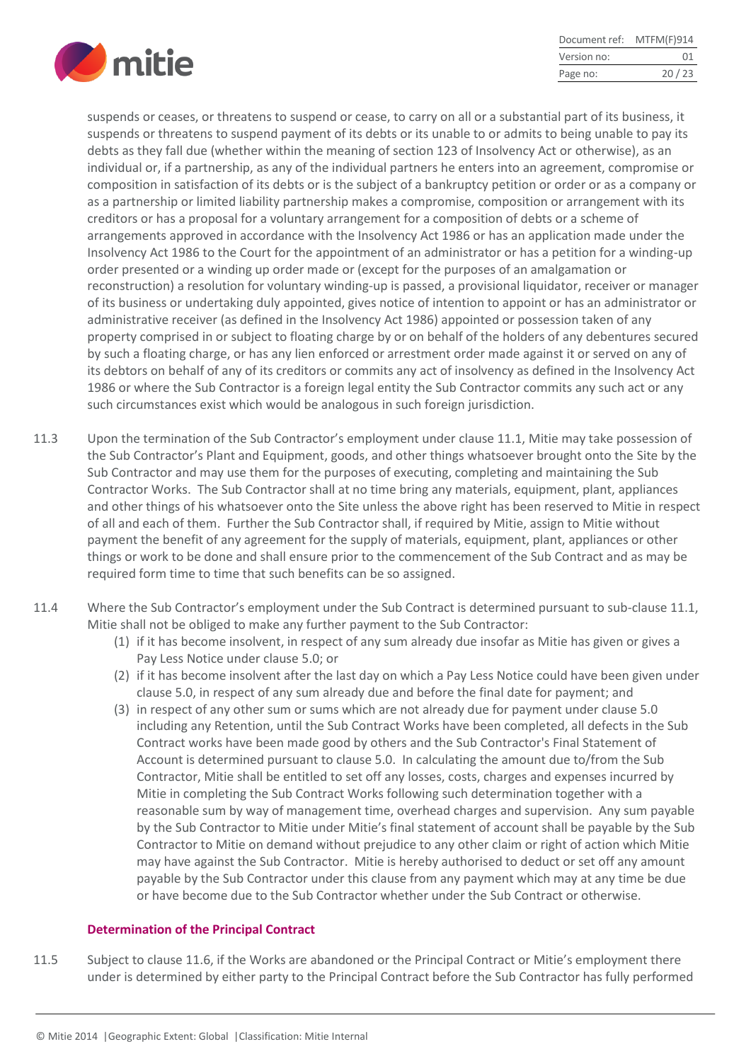suspends or ceases, or threatens to suspend or cease, to carry on all or a substantial part of its business, it suspends or threatens to suspend payment of its debts or its unable to or admits to being unable to pay its debts as they fall due (whether within the meaning of section 123 of Insolvency Act or otherwise), as an individual or, if a partnership, as any of the individual partners he enters into an agreement, compromise or composition in satisfaction of its debts or is the subject of a bankruptcy petition or order or as a company or as a partnership or limited liability partnership makes a compromise, composition or arrangement with its creditors or has a proposal for a voluntary arrangement for a composition of debts or a scheme of arrangements approved in accordance with the Insolvency Act 1986 or has an application made under the Insolvency Act 1986 to the Court for the appointment of an administrator or has a petition for a winding-up order presented or a winding up order made or (except for the purposes of an amalgamation or reconstruction) a resolution for voluntary winding-up is passed, a provisional liquidator, receiver or manager of its business or undertaking duly appointed, gives notice of intention to appoint or has an administrator or administrative receiver (as defined in the Insolvency Act 1986) appointed or possession taken of any property comprised in or subject to floating charge by or on behalf of the holders of any debentures secured by such a floating charge, or has any lien enforced or arrestment order made against it or served on any of its debtors on behalf of any of its creditors or commits any act of insolvency as defined in the Insolvency Act 1986 or where the Sub Contractor is a foreign legal entity the Sub Contractor commits any such act or any such circumstances exist which would be analogous in such foreign jurisdiction.

11.3 Upon the termination of the Sub Contractor's employment under clause 11.1, Mitie may take possession of the Sub Contractor's Plant and Equipment, goods, and other things whatsoever brought onto the Site by the Sub Contractor and may use them for the purposes of executing, completing and maintaining the Sub Contractor Works. The Sub Contractor shall at no time bring any materials, equipment, plant, appliances and other things of his whatsoever onto the Site unless the above right has been reserved to Mitie in respect of all and each of them. Further the Sub Contractor shall, if required by Mitie, assign to Mitie without payment the benefit of any agreement for the supply of materials, equipment, plant, appliances or other things or work to be done and shall ensure prior to the commencement of the Sub Contract and as may be required form time to time that such benefits can be so assigned.

11.4 Where the Sub Contractor's employment under the Sub Contract is determined pursuant to sub-clause 11.1, Mitie shall not be obliged to make any further payment to the Sub Contractor:

(1) if it has become insolvent, in respect of any sum already due insofar as Mitie has given or gives a Pay Less Notice under clause 5.0; or

(2) if it has become insolvent after the last day on which a Pay Less Notice could have been given under clause 5.0, in respect of any sum already due and before the final date for payment; and

(3) in respect of any other sum or sums which are not already due for payment under clause 5.0 including any Retention, until the Sub Contract Works have been completed, all defects in the Sub Contract works have been made good by others and the Sub Contractor's Final Statement of Account is determined pursuant to clause 5.0. In calculating the amount due to/from the Sub Contractor, Mitie shall be entitled to set off any losses, costs, charges and expenses incurred by Mitie in completing the Sub Contract Works following such determination together with a reasonable sum by way of management time, overhead charges and supervision. Any sum payable by the Sub Contractor to Mitie under Mitie's final statement of account shall be payable by the Sub Contractor to Mitie on demand without prejudice to any other claim or right of action which Mitie may have against the Sub Contractor. Mitie is hereby authorised to deduct or set off any amount payable by the Sub Contractor under this clause from any payment which may at any time be due or have become due to the Sub Contractor whether under the Sub Contract or otherwise.

**Determination of the Principal Contract**

11.5 Subject to clause 11.6, if the Works are abandoned or the Principal Contract or Mitie's employment there under is determined by either party to the Principal Contract before the Sub Contractor has fully performed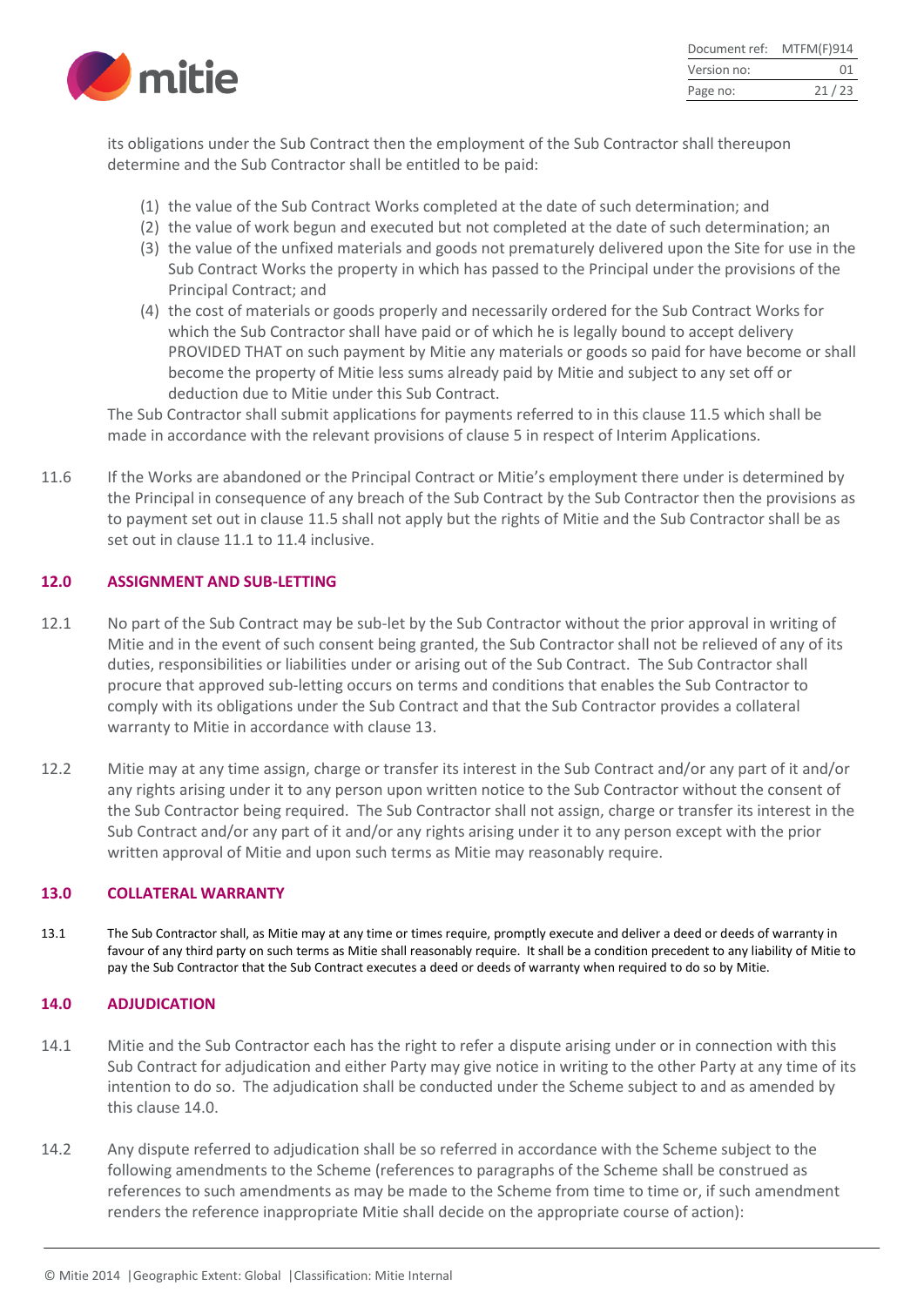its obligations under the Sub Contract then the employment of the Sub Contractor shall thereupon determine and the Sub Contractor shall be entitled to be paid:

(1) the value of the Sub Contract Works completed at the date of such determination; and
(2) the value of work begun and executed but not completed at the date of such determination; an
(3) the value of the unfixed materials and goods not prematurely delivered upon the Site for use in the Sub Contract Works the property in which has passed to the Principal under the provisions of the Principal Contract; and
(4) the cost of materials or goods properly and necessarily ordered for the Sub Contract Works for which the Sub Contractor shall have paid or of which he is legally bound to accept delivery PROVIDED THAT on such payment by Mitie any materials or goods so paid for have become or shall become the property of Mitie less sums already paid by Mitie and subject to any set off or deduction due to Mitie under this Sub Contract.

The Sub Contractor shall submit applications for payments referred to in this clause 11.5 which shall be made in accordance with the relevant provisions of clause 5 in respect of Interim Applications.

11.6 If the Works are abandoned or the Principal Contract or Mitie's employment there under is determined by the Principal in consequence of any breach of the Sub Contract by the Sub Contractor then the provisions as to payment set out in clause 11.5 shall not apply but the rights of Mitie and the Sub Contractor shall be as set out in clause 11.1 to 11.4 inclusive.

## 12.0 ASSIGNMENT AND SUB-LETTING

12.1 No part of the Sub Contract may be sub-let by the Sub Contractor without the prior approval in writing of Mitie and in the event of such consent being granted, the Sub Contractor shall not be relieved of any of its duties, responsibilities or liabilities under or arising out of the Sub Contract. The Sub Contractor shall procure that approved sub-letting occurs on terms and conditions that enables the Sub Contractor to comply with its obligations under the Sub Contract and that the Sub Contractor provides a collateral warranty to Mitie in accordance with clause 13.

12.2 Mitie may at any time assign, charge or transfer its interest in the Sub Contract and/or any part of it and/or any rights arising under it to any person upon written notice to the Sub Contractor without the consent of the Sub Contractor being required. The Sub Contractor shall not assign, charge or transfer its interest in the Sub Contract and/or any part of it and/or any rights arising under it to any person except with the prior written approval of Mitie and upon such terms as Mitie may reasonably require.

## 13.0 COLLATERAL WARRANTY

13.1 The Sub Contractor shall, as Mitie may at any time or times require, promptly execute and deliver a deed or deeds of warranty in favour of any third party on such terms as Mitie shall reasonably require. It shall be a condition precedent to any liability of Mitie to pay the Sub Contractor that the Sub Contract executes a deed or deeds of warranty when required to do so by Mitie.

## 14.0 ADJUDICATION

14.1 Mitie and the Sub Contractor each has the right to refer a dispute arising under or in connection with this Sub Contract for adjudication and either Party may give notice in writing to the other Party at any time of its intention to do so. The adjudication shall be conducted under the Scheme subject to and as amended by this clause 14.0.

14.2 Any dispute referred to adjudication shall be so referred in accordance with the Scheme subject to the following amendments to the Scheme (references to paragraphs of the Scheme shall be construed as references to such amendments as may be made to the Scheme from time to time or, if such amendment renders the reference inappropriate Mitie shall decide on the appropriate course of action):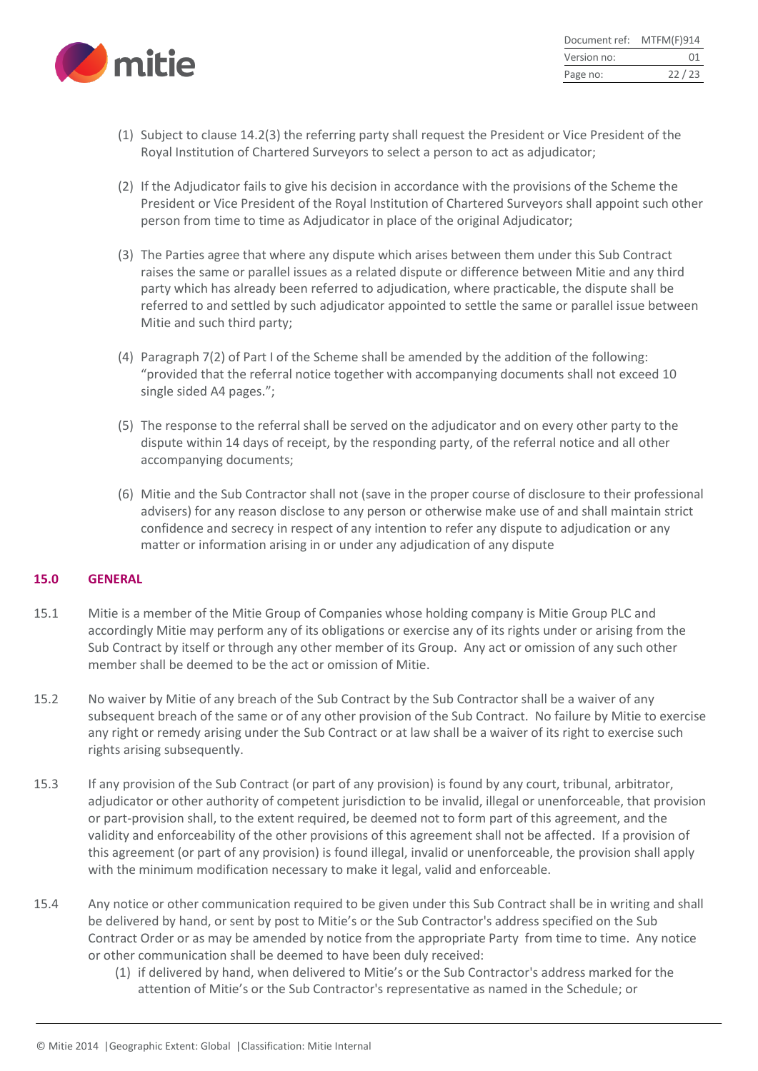(1) Subject to clause 14.2(3) the referring party shall request the President or Vice President of the Royal Institution of Chartered Surveyors to select a person to act as adjudicator;

(2) If the Adjudicator fails to give his decision in accordance with the provisions of the Scheme the President or Vice President of the Royal Institution of Chartered Surveyors shall appoint such other person from time to time as Adjudicator in place of the original Adjudicator;

(3) The Parties agree that where any dispute which arises between them under this Sub Contract raises the same or parallel issues as a related dispute or difference between Mitie and any third party which has already been referred to adjudication, where practicable, the dispute shall be referred to and settled by such adjudicator appointed to settle the same or parallel issue between Mitie and such third party;

(4) Paragraph 7(2) of Part I of the Scheme shall be amended by the addition of the following: "provided that the referral notice together with accompanying documents shall not exceed 10 single sided A4 pages.";

(5) The response to the referral shall be served on the adjudicator and on every other party to the dispute within 14 days of receipt, by the responding party, of the referral notice and all other accompanying documents;

(6) Mitie and the Sub Contractor shall not (save in the proper course of disclosure to their professional advisers) for any reason disclose to any person or otherwise make use of and shall maintain strict confidence and secrecy in respect of any intention to refer any dispute to adjudication or any matter or information arising in or under any adjudication of any dispute

## 15.0 GENERAL

15.1 Mitie is a member of the Mitie Group of Companies whose holding company is Mitie Group PLC and accordingly Mitie may perform any of its obligations or exercise any of its rights under or arising from the Sub Contract by itself or through any other member of its Group. Any act or omission of any such other member shall be deemed to be the act or omission of Mitie.

15.2 No waiver by Mitie of any breach of the Sub Contract by the Sub Contractor shall be a waiver of any subsequent breach of the same or of any other provision of the Sub Contract. No failure by Mitie to exercise any right or remedy arising under the Sub Contract or at law shall be a waiver of its right to exercise such rights arising subsequently.

15.3 If any provision of the Sub Contract (or part of any provision) is found by any court, tribunal, arbitrator, adjudicator or other authority of competent jurisdiction to be invalid, illegal or unenforceable, that provision or part-provision shall, to the extent required, be deemed not to form part of this agreement, and the validity and enforceability of the other provisions of this agreement shall not be affected. If a provision of this agreement (or part of any provision) is found illegal, invalid or unenforceable, the provision shall apply with the minimum modification necessary to make it legal, valid and enforceable.

15.4 Any notice or other communication required to be given under this Sub Contract shall be in writing and shall be delivered by hand, or sent by post to Mitie's or the Sub Contractor's address specified on the Sub Contract Order or as may be amended by notice from the appropriate Party from time to time. Any notice or other communication shall be deemed to have been duly received:

(1) if delivered by hand, when delivered to Mitie's or the Sub Contractor's address marked for the attention of Mitie's or the Sub Contractor's representative as named in the Schedule; or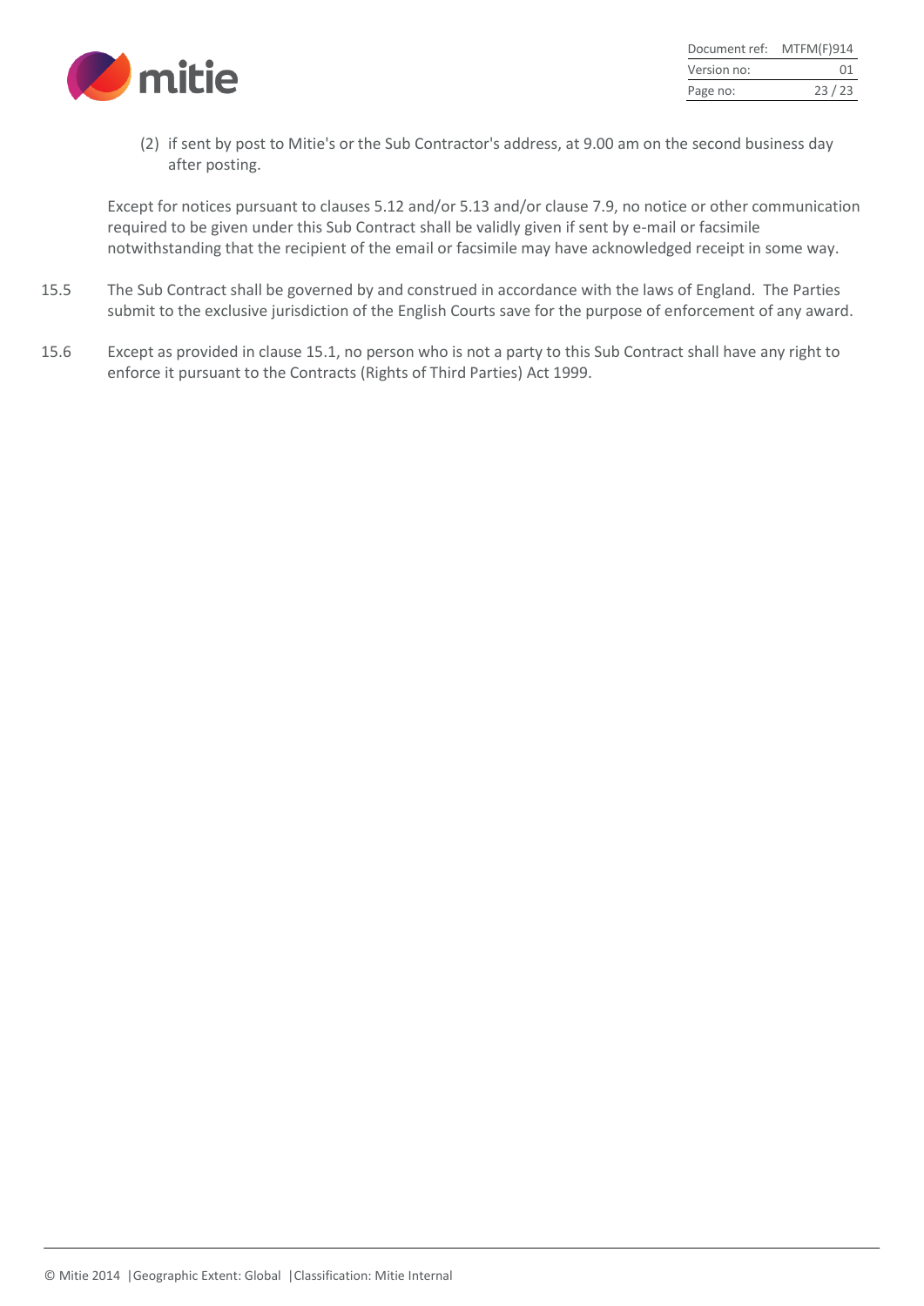(2) if sent by post to Mitie's or the Sub Contractor's address, at 9.00 am on the second business day after posting.

Except for notices pursuant to clauses 5.12 and/or 5.13 and/or clause 7.9, no notice or other communication required to be given under this Sub Contract shall be validly given if sent by e-mail or facsimile notwithstanding that the recipient of the email or facsimile may have acknowledged receipt in some way.

15.5 The Sub Contract shall be governed by and construed in accordance with the laws of England. The Parties submit to the exclusive jurisdiction of the English Courts save for the purpose of enforcement of any award.

15.6 Except as provided in clause 15.1, no person who is not a party to this Sub Contract shall have any right to enforce it pursuant to the Contracts (Rights of Third Parties) Act 1999.